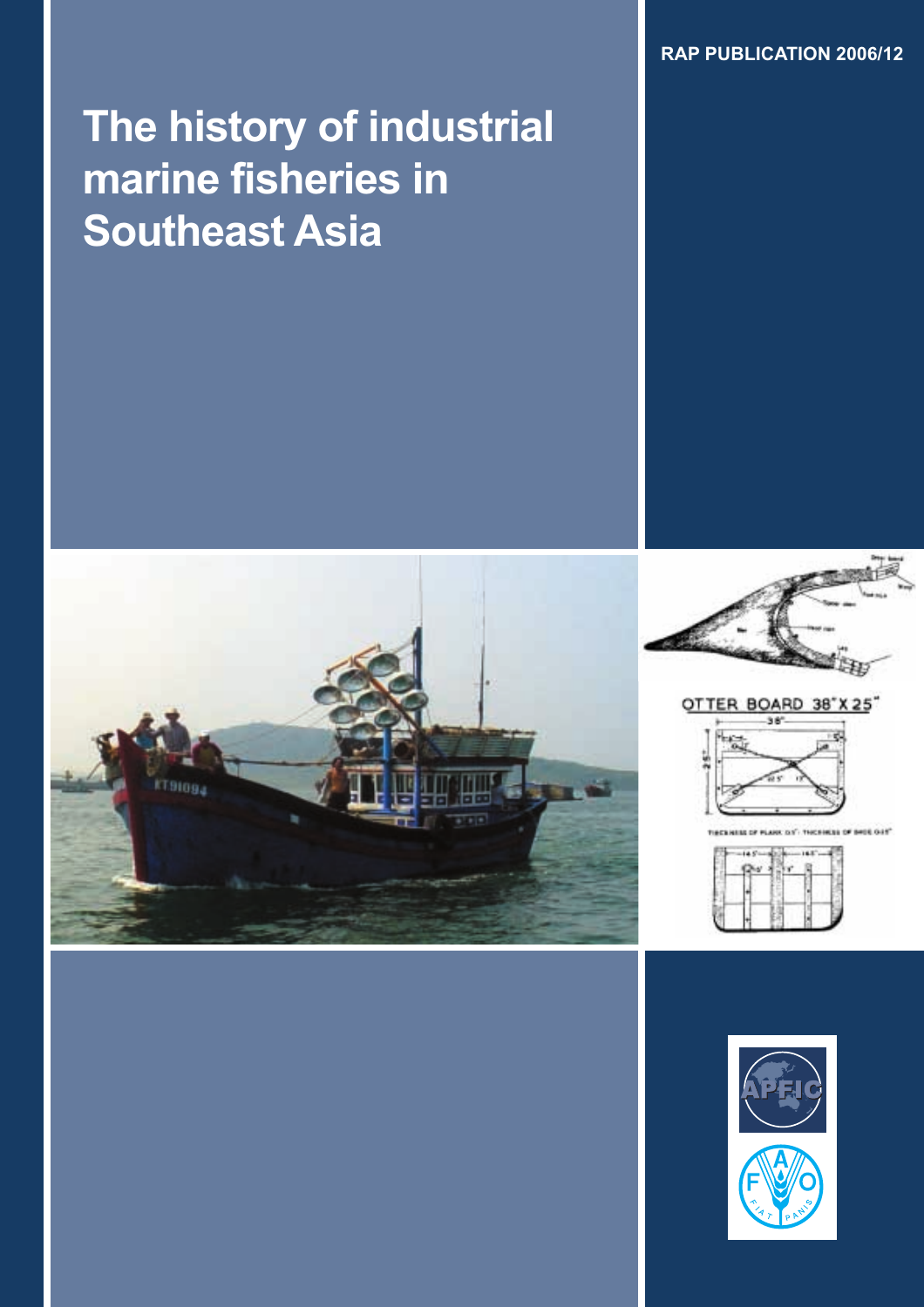RAP PUBLICATION 2006/12

# The history of industrial marine fisheries in Southeast Asia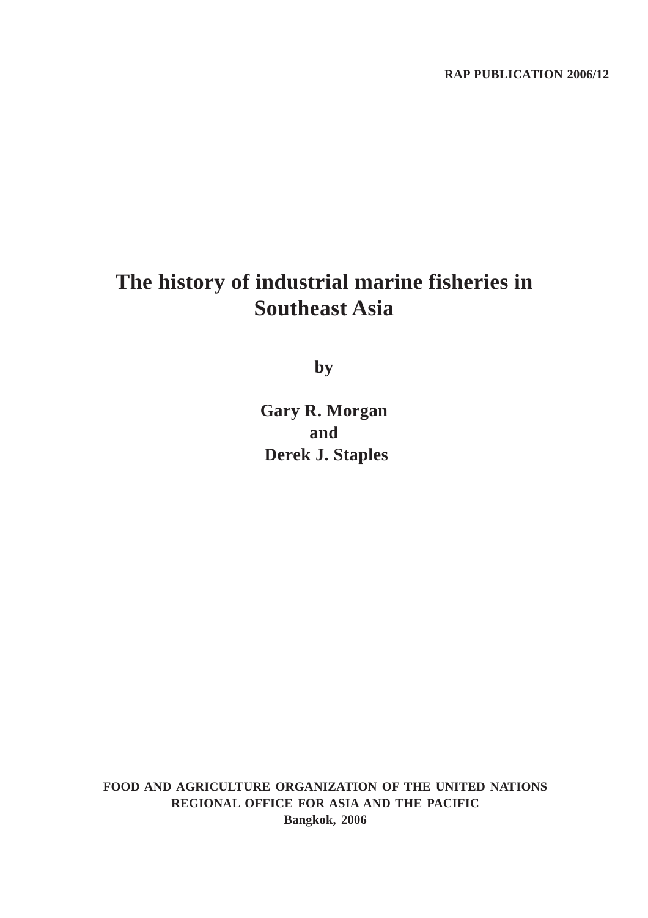**RAP PUBLICATION 2006/12**

# The history of industrial marine fisheries in Southeast Asia

**by**

**Gary R. Morgan**
**and**
**Derek J. Staples**

**FOOD AND AGRICULTURE ORGANIZATION OF THE UNITED NATIONS**
**REGIONAL OFFICE FOR ASIA AND THE PACIFIC**
**Bangkok, 2006**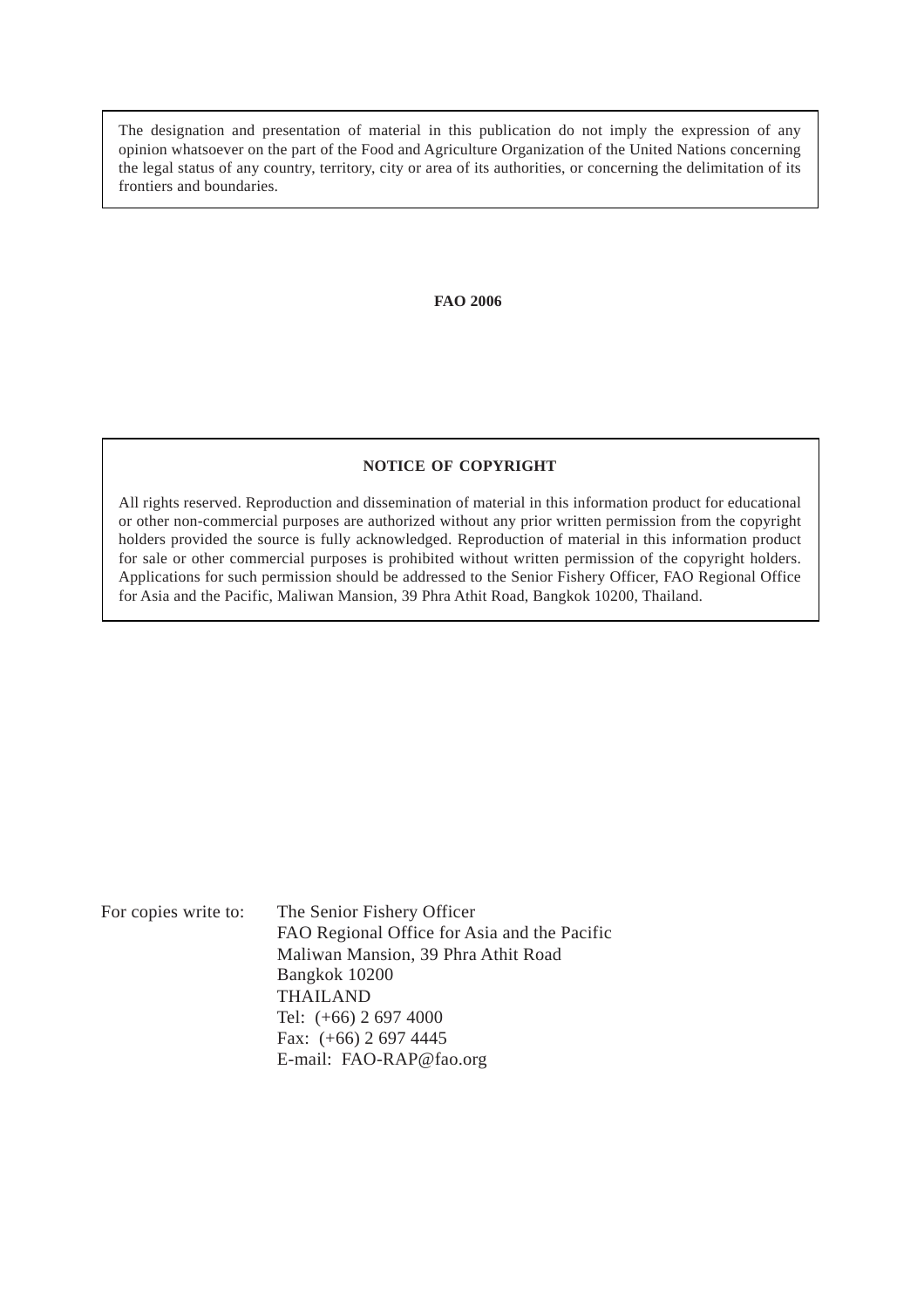The designation and presentation of material in this publication do not imply the expression of any opinion whatsoever on the part of the Food and Agriculture Organization of the United Nations concerning the legal status of any country, territory, city or area of its authorities, or concerning the delimitation of its frontiers and boundaries.

**FAO 2006**

**NOTICE OF COPYRIGHT**

All rights reserved. Reproduction and dissemination of material in this information product for educational or other non-commercial purposes are authorized without any prior written permission from the copyright holders provided the source is fully acknowledged. Reproduction of material in this information product for sale or other commercial purposes is prohibited without written permission of the copyright holders. Applications for such permission should be addressed to the Senior Fishery Officer, FAO Regional Office for Asia and the Pacific, Maliwan Mansion, 39 Phra Athit Road, Bangkok 10200, Thailand.

For copies write to:

The Senior Fishery Officer
FAO Regional Office for Asia and the Pacific
Maliwan Mansion, 39 Phra Athit Road
Bangkok 10200
THAILAND
Tel: (+66) 2 697 4000
Fax: (+66) 2 697 4445
E-mail: FAO-RAP@fao.org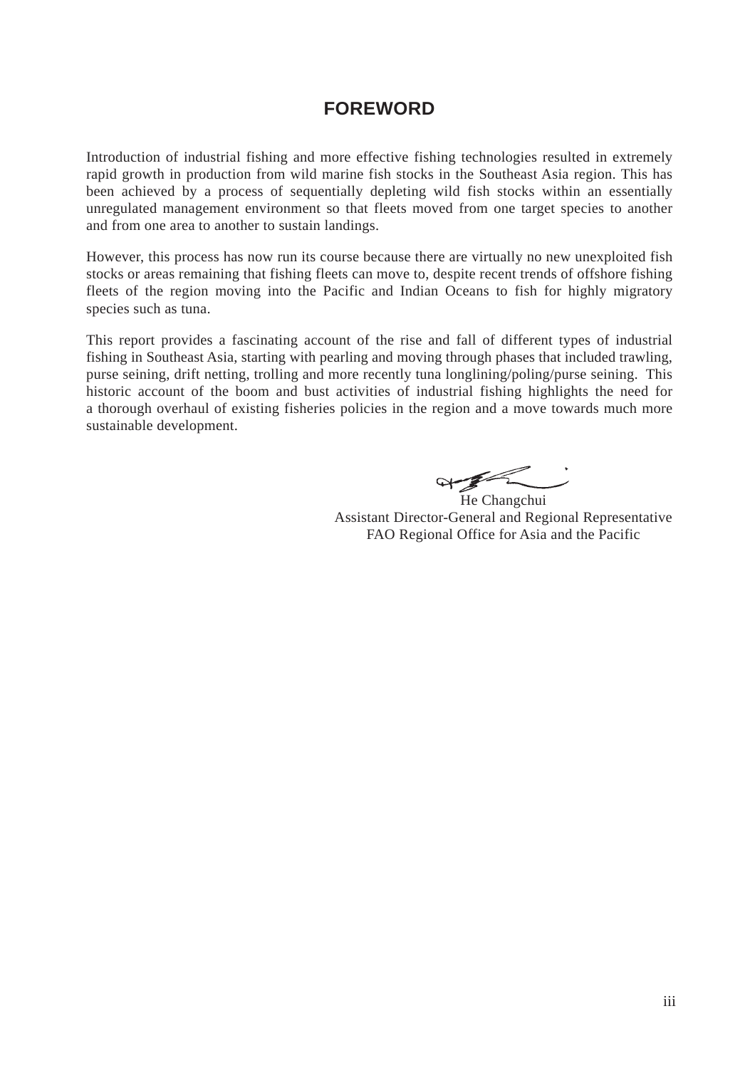# FOREWORD

Introduction of industrial fishing and more effective fishing technologies resulted in extremely rapid growth in production from wild marine fish stocks in the Southeast Asia region. This has been achieved by a process of sequentially depleting wild fish stocks within an essentially unregulated management environment so that fleets moved from one target species to another and from one area to another to sustain landings.

However, this process has now run its course because there are virtually no new unexploited fish stocks or areas remaining that fishing fleets can move to, despite recent trends of offshore fishing fleets of the region moving into the Pacific and Indian Oceans to fish for highly migratory species such as tuna.

This report provides a fascinating account of the rise and fall of different types of industrial fishing in Southeast Asia, starting with pearling and moving through phases that included trawling, purse seining, drift netting, trolling and more recently tuna longlining/poling/purse seining. This historic account of the boom and bust activities of industrial fishing highlights the need for a thorough overhaul of existing fisheries policies in the region and a move towards much more sustainable development.

He Changchui
Assistant Director-General and Regional Representative
FAO Regional Office for Asia and the Pacific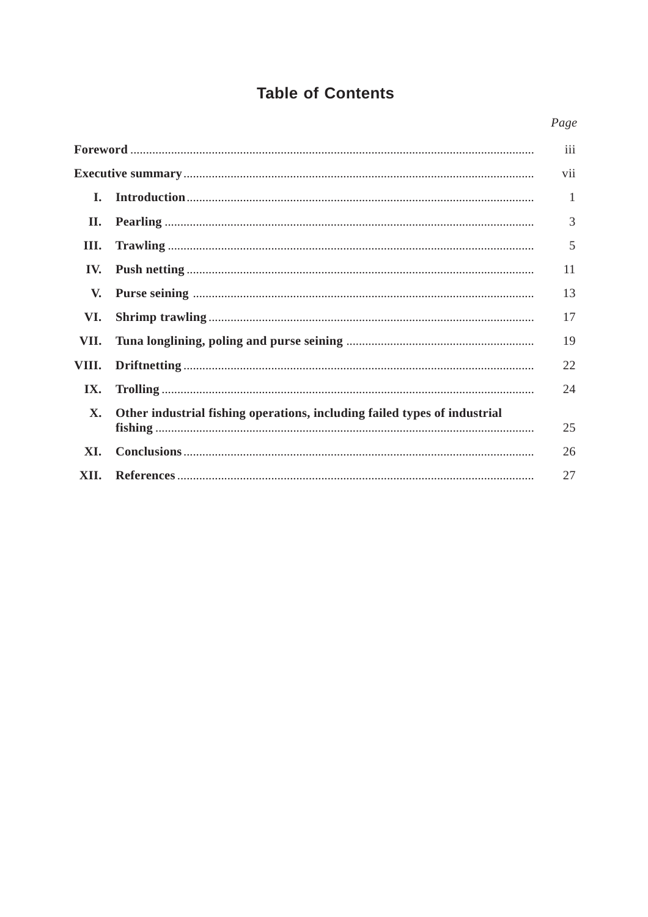# Table of Contents

| | | *Page* |
|---|---|---|
| **Foreword** | | iii |
| **Executive summary** | | vii |
| **I.** | **Introduction** | 1 |
| **II.** | **Pearling** | 3 |
| **III.** | **Trawling** | 5 |
| **IV.** | **Push netting** | 11 |
| **V.** | **Purse seining** | 13 |
| **VI.** | **Shrimp trawling** | 17 |
| **VII.** | **Tuna longlining, poling and purse seining** | 19 |
| **VIII.** | **Driftnetting** | 22 |
| **IX.** | **Trolling** | 24 |
| **X.** | **Other industrial fishing operations, including failed types of industrial fishing** | 25 |
| **XI.** | **Conclusions** | 26 |
| **XII.** | **References** | 27 |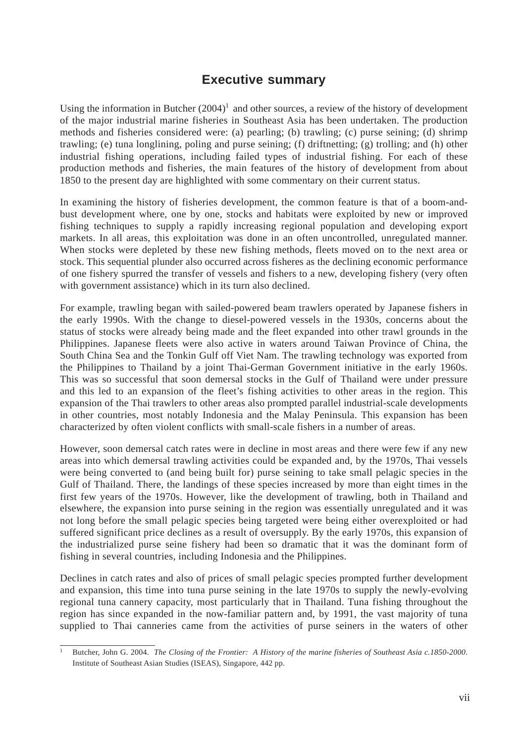# Executive summary

Using the information in Butcher (2004)[1] and other sources, a review of the history of development of the major industrial marine fisheries in Southeast Asia has been undertaken. The production methods and fisheries considered were: (a) pearling; (b) trawling; (c) purse seining; (d) shrimp trawling; (e) tuna longlining, poling and purse seining; (f) driftnetting; (g) trolling; and (h) other industrial fishing operations, including failed types of industrial fishing. For each of these production methods and fisheries, the main features of the history of development from about 1850 to the present day are highlighted with some commentary on their current status.

In examining the history of fisheries development, the common feature is that of a boom-and-bust development where, one by one, stocks and habitats were exploited by new or improved fishing techniques to supply a rapidly increasing regional population and developing export markets. In all areas, this exploitation was done in an often uncontrolled, unregulated manner. When stocks were depleted by these new fishing methods, fleets moved on to the next area or stock. This sequential plunder also occurred across fisheres as the declining economic performance of one fishery spurred the transfer of vessels and fishers to a new, developing fishery (very often with government assistance) which in its turn also declined.

For example, trawling began with sailed-powered beam trawlers operated by Japanese fishers in the early 1990s. With the change to diesel-powered vessels in the 1930s, concerns about the status of stocks were already being made and the fleet expanded into other trawl grounds in the Philippines. Japanese fleets were also active in waters around Taiwan Province of China, the South China Sea and the Tonkin Gulf off Viet Nam. The trawling technology was exported from the Philippines to Thailand by a joint Thai-German Government initiative in the early 1960s. This was so successful that soon demersal stocks in the Gulf of Thailand were under pressure and this led to an expansion of the fleet's fishing activities to other areas in the region. This expansion of the Thai trawlers to other areas also prompted parallel industrial-scale developments in other countries, most notably Indonesia and the Malay Peninsula. This expansion has been characterized by often violent conflicts with small-scale fishers in a number of areas.

However, soon demersal catch rates were in decline in most areas and there were few if any new areas into which demersal trawling activities could be expanded and, by the 1970s, Thai vessels were being converted to (and being built for) purse seining to take small pelagic species in the Gulf of Thailand. There, the landings of these species increased by more than eight times in the first few years of the 1970s. However, like the development of trawling, both in Thailand and elsewhere, the expansion into purse seining in the region was essentially unregulated and it was not long before the small pelagic species being targeted were being either overexploited or had suffered significant price declines as a result of oversupply. By the early 1970s, this expansion of the industrialized purse seine fishery had been so dramatic that it was the dominant form of fishing in several countries, including Indonesia and the Philippines.

Declines in catch rates and also of prices of small pelagic species prompted further development and expansion, this time into tuna purse seining in the late 1970s to supply the newly-evolving regional tuna cannery capacity, most particularly that in Thailand. Tuna fishing throughout the region has since expanded in the now-familiar pattern and, by 1991, the vast majority of tuna supplied to Thai canneries came from the activities of purse seiners in the waters of other

---

[1] Butcher, John G. 2004. *The Closing of the Frontier: A History of the marine fisheries of Southeast Asia c.1850-2000*. Institute of Southeast Asian Studies (ISEAS), Singapore, 442 pp.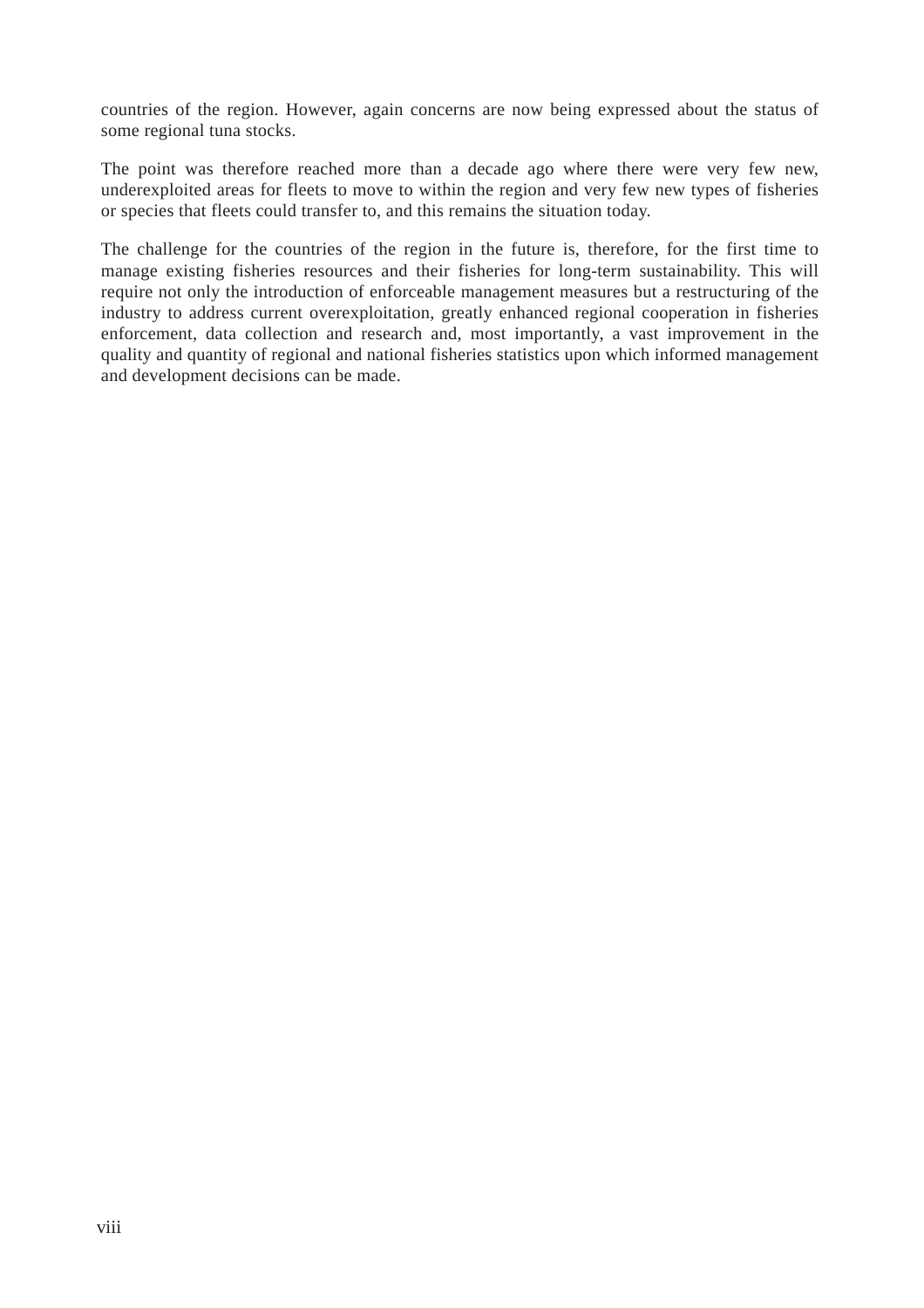countries of the region. However, again concerns are now being expressed about the status of some regional tuna stocks.

The point was therefore reached more than a decade ago where there were very few new, underexploited areas for fleets to move to within the region and very few new types of fisheries or species that fleets could transfer to, and this remains the situation today.

The challenge for the countries of the region in the future is, therefore, for the first time to manage existing fisheries resources and their fisheries for long-term sustainability. This will require not only the introduction of enforceable management measures but a restructuring of the industry to address current overexploitation, greatly enhanced regional cooperation in fisheries enforcement, data collection and research and, most importantly, a vast improvement in the quality and quantity of regional and national fisheries statistics upon which informed management and development decisions can be made.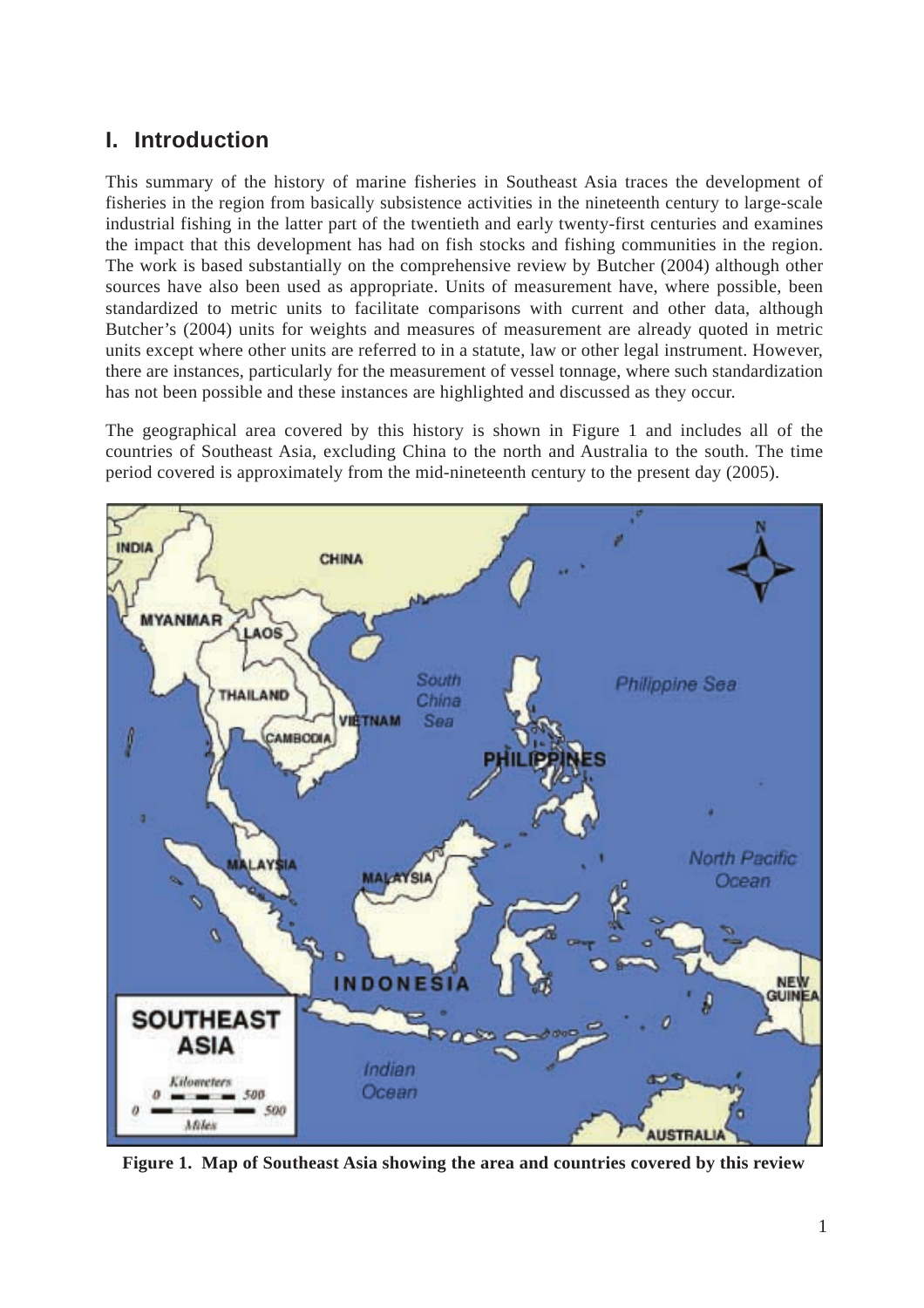# I. Introduction

This summary of the history of marine fisheries in Southeast Asia traces the development of fisheries in the region from basically subsistence activities in the nineteenth century to large-scale industrial fishing in the latter part of the twentieth and early twenty-first centuries and examines the impact that this development has had on fish stocks and fishing communities in the region. The work is based substantially on the comprehensive review by Butcher (2004) although other sources have also been used as appropriate. Units of measurement have, where possible, been standardized to metric units to facilitate comparisons with current and other data, although Butcher's (2004) units for weights and measures of measurement are already quoted in metric units except where other units are referred to in a statute, law or other legal instrument. However, there are instances, particularly for the measurement of vessel tonnage, where such standardization has not been possible and these instances are highlighted and discussed as they occur.

The geographical area covered by this history is shown in Figure 1 and includes all of the countries of Southeast Asia, excluding China to the north and Australia to the south. The time period covered is approximately from the mid-nineteenth century to the present day (2005).

**Figure 1. Map of Southeast Asia showing the area and countries covered by this review**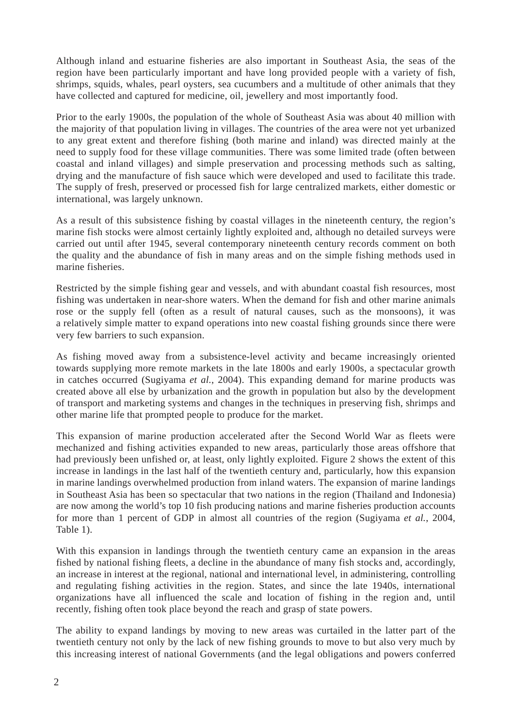Although inland and estuarine fisheries are also important in Southeast Asia, the seas of the region have been particularly important and have long provided people with a variety of fish, shrimps, squids, whales, pearl oysters, sea cucumbers and a multitude of other animals that they have collected and captured for medicine, oil, jewellery and most importantly food.

Prior to the early 1900s, the population of the whole of Southeast Asia was about 40 million with the majority of that population living in villages. The countries of the area were not yet urbanized to any great extent and therefore fishing (both marine and inland) was directed mainly at the need to supply food for these village communities. There was some limited trade (often between coastal and inland villages) and simple preservation and processing methods such as salting, drying and the manufacture of fish sauce which were developed and used to facilitate this trade. The supply of fresh, preserved or processed fish for large centralized markets, either domestic or international, was largely unknown.

As a result of this subsistence fishing by coastal villages in the nineteenth century, the region's marine fish stocks were almost certainly lightly exploited and, although no detailed surveys were carried out until after 1945, several contemporary nineteenth century records comment on both the quality and the abundance of fish in many areas and on the simple fishing methods used in marine fisheries.

Restricted by the simple fishing gear and vessels, and with abundant coastal fish resources, most fishing was undertaken in near-shore waters. When the demand for fish and other marine animals rose or the supply fell (often as a result of natural causes, such as the monsoons), it was a relatively simple matter to expand operations into new coastal fishing grounds since there were very few barriers to such expansion.

As fishing moved away from a subsistence-level activity and became increasingly oriented towards supplying more remote markets in the late 1800s and early 1900s, a spectacular growth in catches occurred (Sugiyama *et al.*, 2004). This expanding demand for marine products was created above all else by urbanization and the growth in population but also by the development of transport and marketing systems and changes in the techniques in preserving fish, shrimps and other marine life that prompted people to produce for the market.

This expansion of marine production accelerated after the Second World War as fleets were mechanized and fishing activities expanded to new areas, particularly those areas offshore that had previously been unfished or, at least, only lightly exploited. Figure 2 shows the extent of this increase in landings in the last half of the twentieth century and, particularly, how this expansion in marine landings overwhelmed production from inland waters. The expansion of marine landings in Southeast Asia has been so spectacular that two nations in the region (Thailand and Indonesia) are now among the world's top 10 fish producing nations and marine fisheries production accounts for more than 1 percent of GDP in almost all countries of the region (Sugiyama *et al.*, 2004, Table 1).

With this expansion in landings through the twentieth century came an expansion in the areas fished by national fishing fleets, a decline in the abundance of many fish stocks and, accordingly, an increase in interest at the regional, national and international level, in administering, controlling and regulating fishing activities in the region. States, and since the late 1940s, international organizations have all influenced the scale and location of fishing in the region and, until recently, fishing often took place beyond the reach and grasp of state powers.

The ability to expand landings by moving to new areas was curtailed in the latter part of the twentieth century not only by the lack of new fishing grounds to move to but also very much by this increasing interest of national Governments (and the legal obligations and powers conferred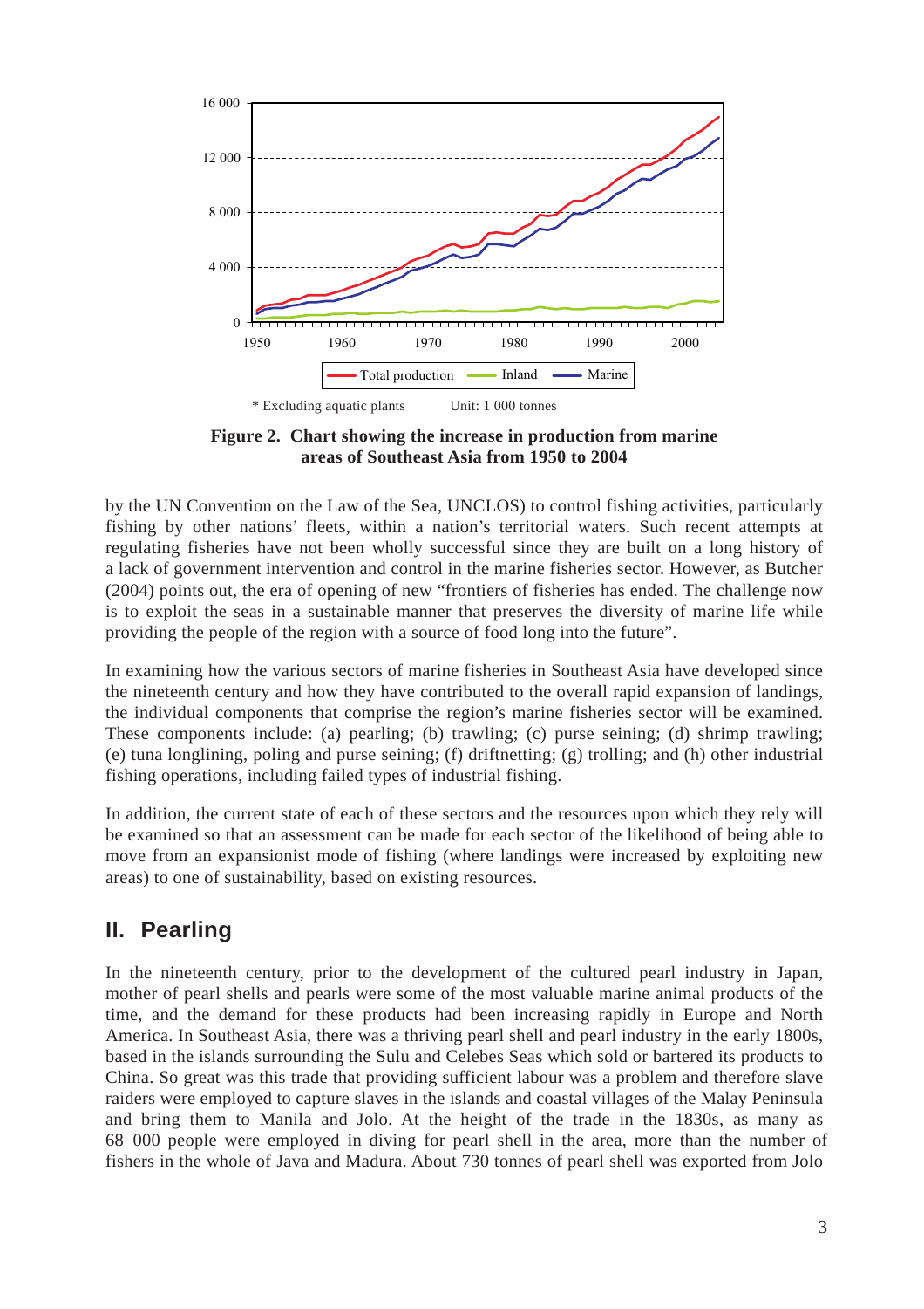\* Excluding aquatic plants    Unit: 1 000 tonnes

**Figure 2. Chart showing the increase in production from marine areas of Southeast Asia from 1950 to 2004**

by the UN Convention on the Law of the Sea, UNCLOS) to control fishing activities, particularly fishing by other nations' fleets, within a nation's territorial waters. Such recent attempts at regulating fisheries have not been wholly successful since they are built on a long history of a lack of government intervention and control in the marine fisheries sector. However, as Butcher (2004) points out, the era of opening of new "frontiers of fisheries has ended. The challenge now is to exploit the seas in a sustainable manner that preserves the diversity of marine life while providing the people of the region with a source of food long into the future".

In examining how the various sectors of marine fisheries in Southeast Asia have developed since the nineteenth century and how they have contributed to the overall rapid expansion of landings, the individual components that comprise the region's marine fisheries sector will be examined. These components include: (a) pearling; (b) trawling; (c) purse seining; (d) shrimp trawling; (e) tuna longlining, poling and purse seining; (f) driftnetting; (g) trolling; and (h) other industrial fishing operations, including failed types of industrial fishing.

In addition, the current state of each of these sectors and the resources upon which they rely will be examined so that an assessment can be made for each sector of the likelihood of being able to move from an expansionist mode of fishing (where landings were increased by exploiting new areas) to one of sustainability, based on existing resources.

## II. Pearling

In the nineteenth century, prior to the development of the cultured pearl industry in Japan, mother of pearl shells and pearls were some of the most valuable marine animal products of the time, and the demand for these products had been increasing rapidly in Europe and North America. In Southeast Asia, there was a thriving pearl shell and pearl industry in the early 1800s, based in the islands surrounding the Sulu and Celebes Seas which sold or bartered its products to China. So great was this trade that providing sufficient labour was a problem and therefore slave raiders were employed to capture slaves in the islands and coastal villages of the Malay Peninsula and bring them to Manila and Jolo. At the height of the trade in the 1830s, as many as 68 000 people were employed in diving for pearl shell in the area, more than the number of fishers in the whole of Java and Madura. About 730 tonnes of pearl shell was exported from Jolo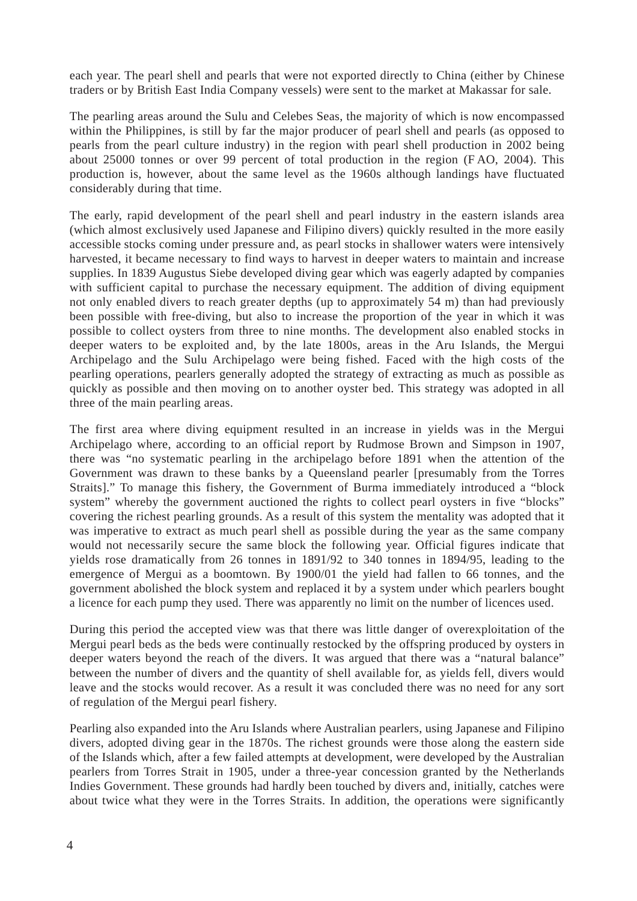each year. The pearl shell and pearls that were not exported directly to China (either by Chinese traders or by British East India Company vessels) were sent to the market at Makassar for sale.

The pearling areas around the Sulu and Celebes Seas, the majority of which is now encompassed within the Philippines, is still by far the major producer of pearl shell and pearls (as opposed to pearls from the pearl culture industry) in the region with pearl shell production in 2002 being about 25000 tonnes or over 99 percent of total production in the region (FAO, 2004). This production is, however, about the same level as the 1960s although landings have fluctuated considerably during that time.

The early, rapid development of the pearl shell and pearl industry in the eastern islands area (which almost exclusively used Japanese and Filipino divers) quickly resulted in the more easily accessible stocks coming under pressure and, as pearl stocks in shallower waters were intensively harvested, it became necessary to find ways to harvest in deeper waters to maintain and increase supplies. In 1839 Augustus Siebe developed diving gear which was eagerly adapted by companies with sufficient capital to purchase the necessary equipment. The addition of diving equipment not only enabled divers to reach greater depths (up to approximately 54 m) than had previously been possible with free-diving, but also to increase the proportion of the year in which it was possible to collect oysters from three to nine months. The development also enabled stocks in deeper waters to be exploited and, by the late 1800s, areas in the Aru Islands, the Mergui Archipelago and the Sulu Archipelago were being fished. Faced with the high costs of the pearling operations, pearlers generally adopted the strategy of extracting as much as possible as quickly as possible and then moving on to another oyster bed. This strategy was adopted in all three of the main pearling areas.

The first area where diving equipment resulted in an increase in yields was in the Mergui Archipelago where, according to an official report by Rudmose Brown and Simpson in 1907, there was "no systematic pearling in the archipelago before 1891 when the attention of the Government was drawn to these banks by a Queensland pearler [presumably from the Torres Straits]." To manage this fishery, the Government of Burma immediately introduced a "block system" whereby the government auctioned the rights to collect pearl oysters in five "blocks" covering the richest pearling grounds. As a result of this system the mentality was adopted that it was imperative to extract as much pearl shell as possible during the year as the same company would not necessarily secure the same block the following year. Official figures indicate that yields rose dramatically from 26 tonnes in 1891/92 to 340 tonnes in 1894/95, leading to the emergence of Mergui as a boomtown. By 1900/01 the yield had fallen to 66 tonnes, and the government abolished the block system and replaced it by a system under which pearlers bought a licence for each pump they used. There was apparently no limit on the number of licences used.

During this period the accepted view was that there was little danger of overexploitation of the Mergui pearl beds as the beds were continually restocked by the offspring produced by oysters in deeper waters beyond the reach of the divers. It was argued that there was a "natural balance" between the number of divers and the quantity of shell available for, as yields fell, divers would leave and the stocks would recover. As a result it was concluded there was no need for any sort of regulation of the Mergui pearl fishery.

Pearling also expanded into the Aru Islands where Australian pearlers, using Japanese and Filipino divers, adopted diving gear in the 1870s. The richest grounds were those along the eastern side of the Islands which, after a few failed attempts at development, were developed by the Australian pearlers from Torres Strait in 1905, under a three-year concession granted by the Netherlands Indies Government. These grounds had hardly been touched by divers and, initially, catches were about twice what they were in the Torres Straits. In addition, the operations were significantly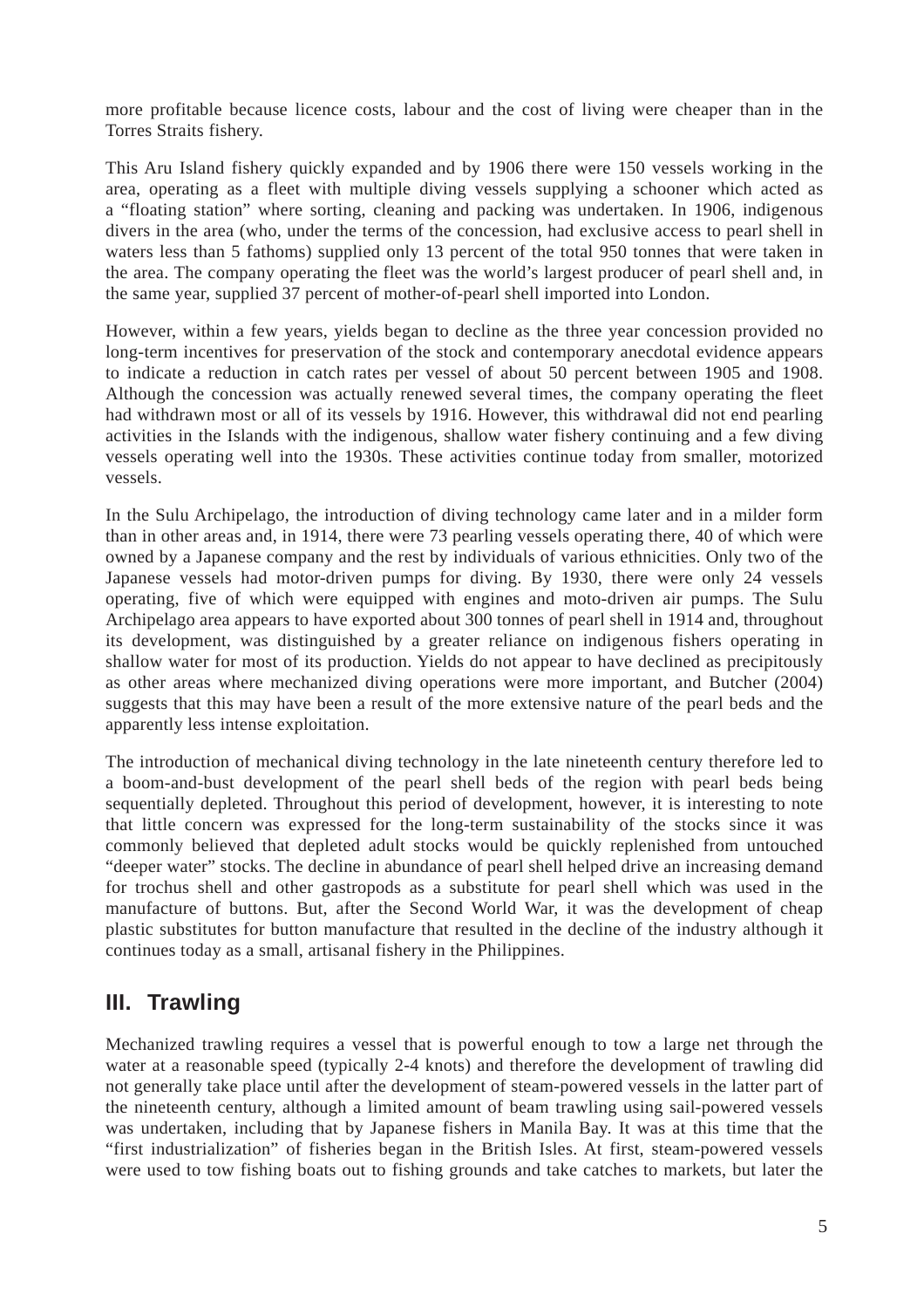more profitable because licence costs, labour and the cost of living were cheaper than in the Torres Straits fishery.

This Aru Island fishery quickly expanded and by 1906 there were 150 vessels working in the area, operating as a fleet with multiple diving vessels supplying a schooner which acted as a "floating station" where sorting, cleaning and packing was undertaken. In 1906, indigenous divers in the area (who, under the terms of the concession, had exclusive access to pearl shell in waters less than 5 fathoms) supplied only 13 percent of the total 950 tonnes that were taken in the area. The company operating the fleet was the world's largest producer of pearl shell and, in the same year, supplied 37 percent of mother-of-pearl shell imported into London.

However, within a few years, yields began to decline as the three year concession provided no long-term incentives for preservation of the stock and contemporary anecdotal evidence appears to indicate a reduction in catch rates per vessel of about 50 percent between 1905 and 1908. Although the concession was actually renewed several times, the company operating the fleet had withdrawn most or all of its vessels by 1916. However, this withdrawal did not end pearling activities in the Islands with the indigenous, shallow water fishery continuing and a few diving vessels operating well into the 1930s. These activities continue today from smaller, motorized vessels.

In the Sulu Archipelago, the introduction of diving technology came later and in a milder form than in other areas and, in 1914, there were 73 pearling vessels operating there, 40 of which were owned by a Japanese company and the rest by individuals of various ethnicities. Only two of the Japanese vessels had motor-driven pumps for diving. By 1930, there were only 24 vessels operating, five of which were equipped with engines and moto-driven air pumps. The Sulu Archipelago area appears to have exported about 300 tonnes of pearl shell in 1914 and, throughout its development, was distinguished by a greater reliance on indigenous fishers operating in shallow water for most of its production. Yields do not appear to have declined as precipitously as other areas where mechanized diving operations were more important, and Butcher (2004) suggests that this may have been a result of the more extensive nature of the pearl beds and the apparently less intense exploitation.

The introduction of mechanical diving technology in the late nineteenth century therefore led to a boom-and-bust development of the pearl shell beds of the region with pearl beds being sequentially depleted. Throughout this period of development, however, it is interesting to note that little concern was expressed for the long-term sustainability of the stocks since it was commonly believed that depleted adult stocks would be quickly replenished from untouched "deeper water" stocks. The decline in abundance of pearl shell helped drive an increasing demand for trochus shell and other gastropods as a substitute for pearl shell which was used in the manufacture of buttons. But, after the Second World War, it was the development of cheap plastic substitutes for button manufacture that resulted in the decline of the industry although it continues today as a small, artisanal fishery in the Philippines.

## III. Trawling

Mechanized trawling requires a vessel that is powerful enough to tow a large net through the water at a reasonable speed (typically 2-4 knots) and therefore the development of trawling did not generally take place until after the development of steam-powered vessels in the latter part of the nineteenth century, although a limited amount of beam trawling using sail-powered vessels was undertaken, including that by Japanese fishers in Manila Bay. It was at this time that the "first industrialization" of fisheries began in the British Isles. At first, steam-powered vessels were used to tow fishing boats out to fishing grounds and take catches to markets, but later the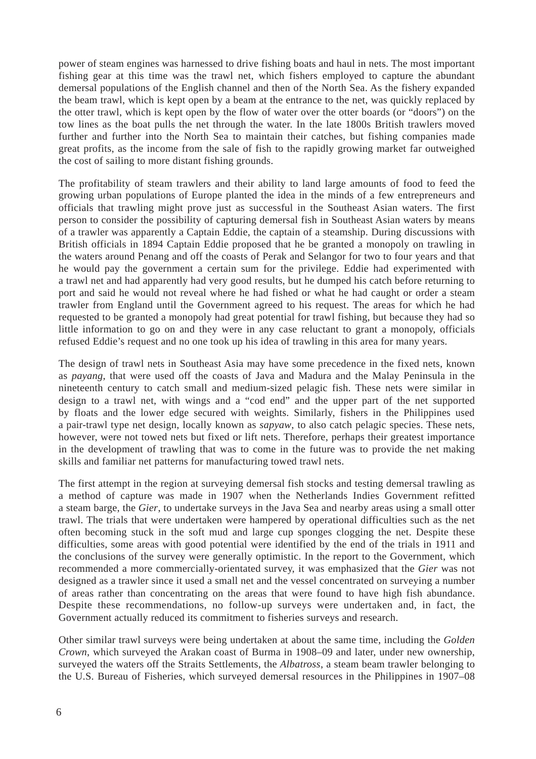power of steam engines was harnessed to drive fishing boats and haul in nets. The most important fishing gear at this time was the trawl net, which fishers employed to capture the abundant demersal populations of the English channel and then of the North Sea. As the fishery expanded the beam trawl, which is kept open by a beam at the entrance to the net, was quickly replaced by the otter trawl, which is kept open by the flow of water over the otter boards (or "doors") on the tow lines as the boat pulls the net through the water. In the late 1800s British trawlers moved further and further into the North Sea to maintain their catches, but fishing companies made great profits, as the income from the sale of fish to the rapidly growing market far outweighed the cost of sailing to more distant fishing grounds.

The profitability of steam trawlers and their ability to land large amounts of food to feed the growing urban populations of Europe planted the idea in the minds of a few entrepreneurs and officials that trawling might prove just as successful in the Southeast Asian waters. The first person to consider the possibility of capturing demersal fish in Southeast Asian waters by means of a trawler was apparently a Captain Eddie, the captain of a steamship. During discussions with British officials in 1894 Captain Eddie proposed that he be granted a monopoly on trawling in the waters around Penang and off the coasts of Perak and Selangor for two to four years and that he would pay the government a certain sum for the privilege. Eddie had experimented with a trawl net and had apparently had very good results, but he dumped his catch before returning to port and said he would not reveal where he had fished or what he had caught or order a steam trawler from England until the Government agreed to his request. The areas for which he had requested to be granted a monopoly had great potential for trawl fishing, but because they had so little information to go on and they were in any case reluctant to grant a monopoly, officials refused Eddie's request and no one took up his idea of trawling in this area for many years.

The design of trawl nets in Southeast Asia may have some precedence in the fixed nets, known as *payang*, that were used off the coasts of Java and Madura and the Malay Peninsula in the nineteenth century to catch small and medium-sized pelagic fish. These nets were similar in design to a trawl net, with wings and a "cod end" and the upper part of the net supported by floats and the lower edge secured with weights. Similarly, fishers in the Philippines used a pair-trawl type net design, locally known as *sapyaw*, to also catch pelagic species. These nets, however, were not towed nets but fixed or lift nets. Therefore, perhaps their greatest importance in the development of trawling that was to come in the future was to provide the net making skills and familiar net patterns for manufacturing towed trawl nets.

The first attempt in the region at surveying demersal fish stocks and testing demersal trawling as a method of capture was made in 1907 when the Netherlands Indies Government refitted a steam barge, the *Gier*, to undertake surveys in the Java Sea and nearby areas using a small otter trawl. The trials that were undertaken were hampered by operational difficulties such as the net often becoming stuck in the soft mud and large cup sponges clogging the net. Despite these difficulties, some areas with good potential were identified by the end of the trials in 1911 and the conclusions of the survey were generally optimistic. In the report to the Government, which recommended a more commercially-orientated survey, it was emphasized that the *Gier* was not designed as a trawler since it used a small net and the vessel concentrated on surveying a number of areas rather than concentrating on the areas that were found to have high fish abundance. Despite these recommendations, no follow-up surveys were undertaken and, in fact, the Government actually reduced its commitment to fisheries surveys and research.

Other similar trawl surveys were being undertaken at about the same time, including the *Golden Crown*, which surveyed the Arakan coast of Burma in 1908–09 and later, under new ownership, surveyed the waters off the Straits Settlements, the *Albatross*, a steam beam trawler belonging to the U.S. Bureau of Fisheries, which surveyed demersal resources in the Philippines in 1907–08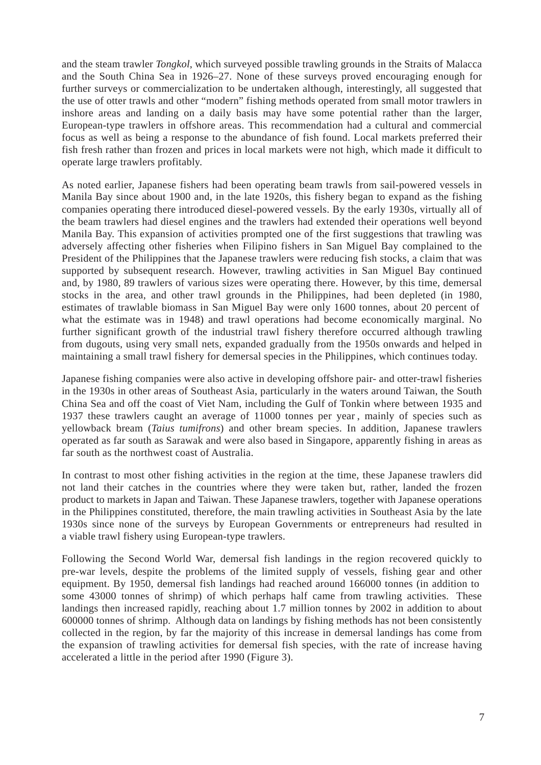and the steam trawler *Tongkol*, which surveyed possible trawling grounds in the Straits of Malacca and the South China Sea in 1926–27. None of these surveys proved encouraging enough for further surveys or commercialization to be undertaken although, interestingly, all suggested that the use of otter trawls and other "modern" fishing methods operated from small motor trawlers in inshore areas and landing on a daily basis may have some potential rather than the larger, European-type trawlers in offshore areas. This recommendation had a cultural and commercial focus as well as being a response to the abundance of fish found. Local markets preferred their fish fresh rather than frozen and prices in local markets were not high, which made it difficult to operate large trawlers profitably.

As noted earlier, Japanese fishers had been operating beam trawls from sail-powered vessels in Manila Bay since about 1900 and, in the late 1920s, this fishery began to expand as the fishing companies operating there introduced diesel-powered vessels. By the early 1930s, virtually all of the beam trawlers had diesel engines and the trawlers had extended their operations well beyond Manila Bay. This expansion of activities prompted one of the first suggestions that trawling was adversely affecting other fisheries when Filipino fishers in San Miguel Bay complained to the President of the Philippines that the Japanese trawlers were reducing fish stocks, a claim that was supported by subsequent research. However, trawling activities in San Miguel Bay continued and, by 1980, 89 trawlers of various sizes were operating there. However, by this time, demersal stocks in the area, and other trawl grounds in the Philippines, had been depleted (in 1980, estimates of trawlable biomass in San Miguel Bay were only 1600 tonnes, about 20 percent of what the estimate was in 1948) and trawl operations had become economically marginal. No further significant growth of the industrial trawl fishery therefore occurred although trawling from dugouts, using very small nets, expanded gradually from the 1950s onwards and helped in maintaining a small trawl fishery for demersal species in the Philippines, which continues today.

Japanese fishing companies were also active in developing offshore pair- and otter-trawl fisheries in the 1930s in other areas of Southeast Asia, particularly in the waters around Taiwan, the South China Sea and off the coast of Viet Nam, including the Gulf of Tonkin where between 1935 and 1937 these trawlers caught an average of 11000 tonnes per year, mainly of species such as yellowback bream (*Taius tumifrons*) and other bream species. In addition, Japanese trawlers operated as far south as Sarawak and were also based in Singapore, apparently fishing in areas as far south as the northwest coast of Australia.

In contrast to most other fishing activities in the region at the time, these Japanese trawlers did not land their catches in the countries where they were taken but, rather, landed the frozen product to markets in Japan and Taiwan. These Japanese trawlers, together with Japanese operations in the Philippines constituted, therefore, the main trawling activities in Southeast Asia by the late 1930s since none of the surveys by European Governments or entrepreneurs had resulted in a viable trawl fishery using European-type trawlers.

Following the Second World War, demersal fish landings in the region recovered quickly to pre-war levels, despite the problems of the limited supply of vessels, fishing gear and other equipment. By 1950, demersal fish landings had reached around 166000 tonnes (in addition to some 43000 tonnes of shrimp) of which perhaps half came from trawling activities. These landings then increased rapidly, reaching about 1.7 million tonnes by 2002 in addition to about 600000 tonnes of shrimp. Although data on landings by fishing methods has not been consistently collected in the region, by far the majority of this increase in demersal landings has come from the expansion of trawling activities for demersal fish species, with the rate of increase having accelerated a little in the period after 1990 (Figure 3).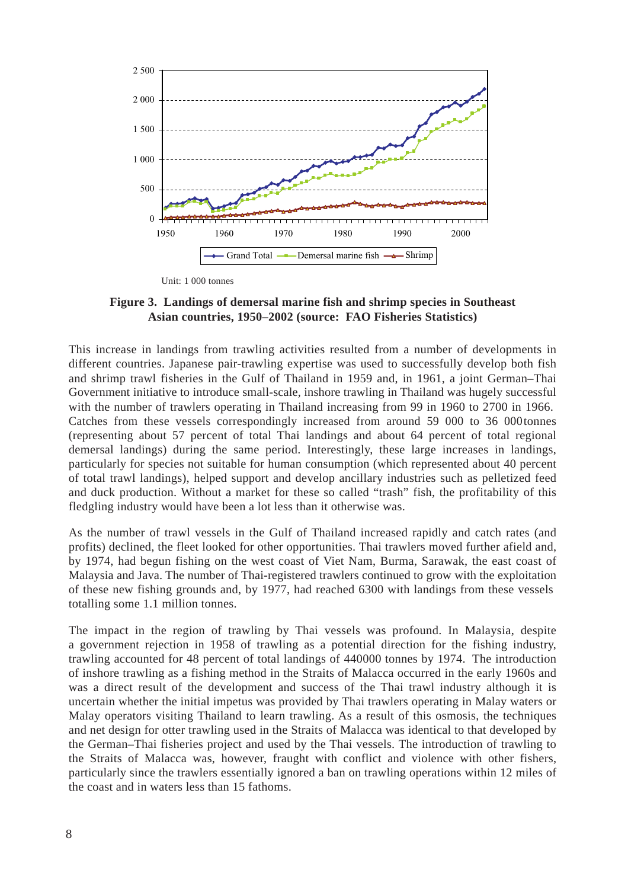Unit: 1 000 tonnes

**Figure 3. Landings of demersal marine fish and shrimp species in Southeast Asian countries, 1950–2002 (source: FAO Fisheries Statistics)**

This increase in landings from trawling activities resulted from a number of developments in different countries. Japanese pair-trawling expertise was used to successfully develop both fish and shrimp trawl fisheries in the Gulf of Thailand in 1959 and, in 1961, a joint German–Thai Government initiative to introduce small-scale, inshore trawling in Thailand was hugely successful with the number of trawlers operating in Thailand increasing from 99 in 1960 to 2700 in 1966. Catches from these vessels correspondingly increased from around 59 000 to 36 000tonnes (representing about 57 percent of total Thai landings and about 64 percent of total regional demersal landings) during the same period. Interestingly, these large increases in landings, particularly for species not suitable for human consumption (which represented about 40 percent of total trawl landings), helped support and develop ancillary industries such as pelletized feed and duck production. Without a market for these so called "trash" fish, the profitability of this fledgling industry would have been a lot less than it otherwise was.

As the number of trawl vessels in the Gulf of Thailand increased rapidly and catch rates (and profits) declined, the fleet looked for other opportunities. Thai trawlers moved further afield and, by 1974, had begun fishing on the west coast of Viet Nam, Burma, Sarawak, the east coast of Malaysia and Java. The number of Thai-registered trawlers continued to grow with the exploitation of these new fishing grounds and, by 1977, had reached 6300 with landings from these vessels totalling some 1.1 million tonnes.

The impact in the region of trawling by Thai vessels was profound. In Malaysia, despite a government rejection in 1958 of trawling as a potential direction for the fishing industry, trawling accounted for 48 percent of total landings of 440000 tonnes by 1974. The introduction of inshore trawling as a fishing method in the Straits of Malacca occurred in the early 1960s and was a direct result of the development and success of the Thai trawl industry although it is uncertain whether the initial impetus was provided by Thai trawlers operating in Malay waters or Malay operators visiting Thailand to learn trawling. As a result of this osmosis, the techniques and net design for otter trawling used in the Straits of Malacca was identical to that developed by the German–Thai fisheries project and used by the Thai vessels. The introduction of trawling to the Straits of Malacca was, however, fraught with conflict and violence with other fishers, particularly since the trawlers essentially ignored a ban on trawling operations within 12 miles of the coast and in waters less than 15 fathoms.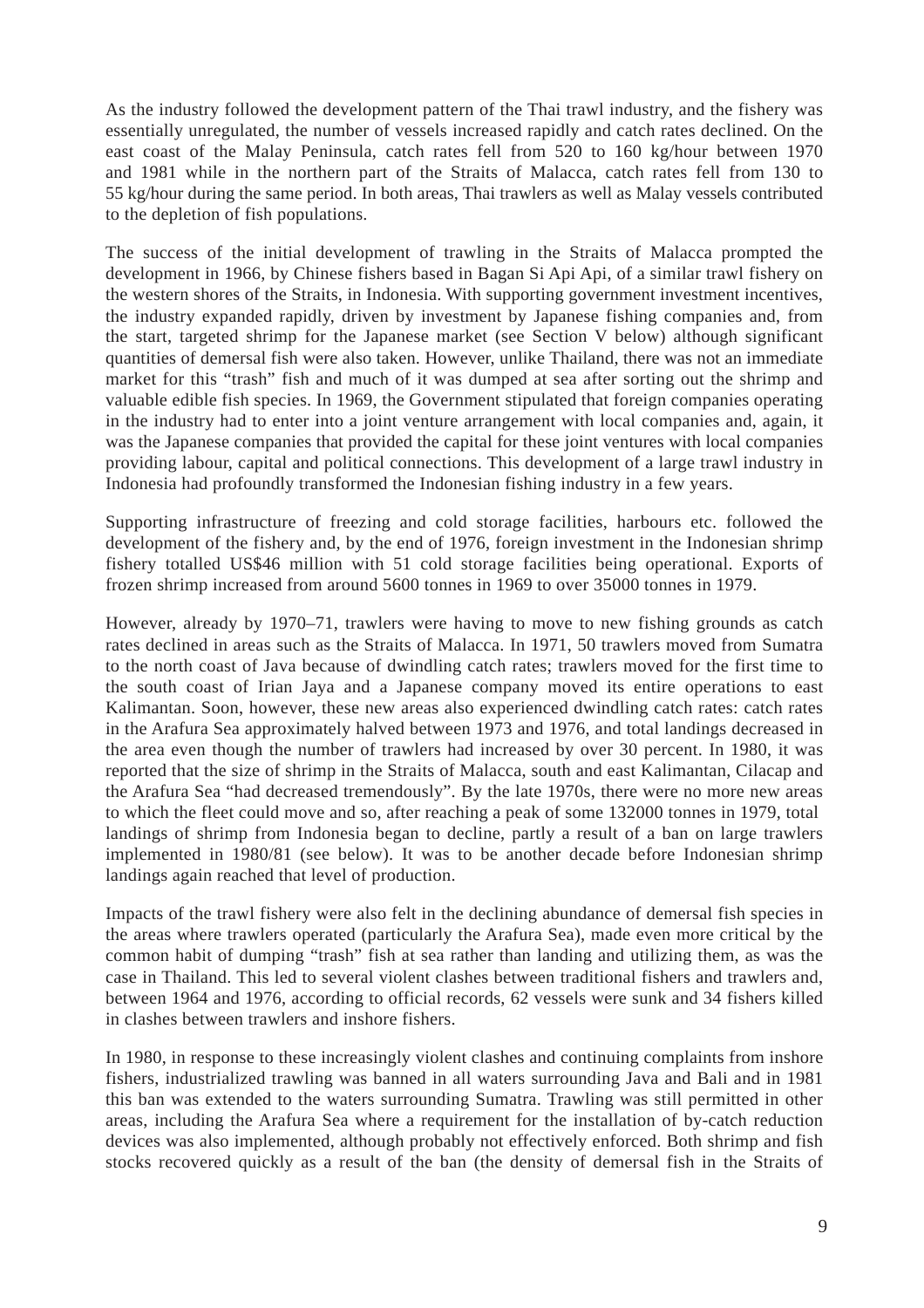As the industry followed the development pattern of the Thai trawl industry, and the fishery was essentially unregulated, the number of vessels increased rapidly and catch rates declined. On the east coast of the Malay Peninsula, catch rates fell from 520 to 160 kg/hour between 1970 and 1981 while in the northern part of the Straits of Malacca, catch rates fell from 130 to 55 kg/hour during the same period. In both areas, Thai trawlers as well as Malay vessels contributed to the depletion of fish populations.

The success of the initial development of trawling in the Straits of Malacca prompted the development in 1966, by Chinese fishers based in Bagan Si Api Api, of a similar trawl fishery on the western shores of the Straits, in Indonesia. With supporting government investment incentives, the industry expanded rapidly, driven by investment by Japanese fishing companies and, from the start, targeted shrimp for the Japanese market (see Section V below) although significant quantities of demersal fish were also taken. However, unlike Thailand, there was not an immediate market for this "trash" fish and much of it was dumped at sea after sorting out the shrimp and valuable edible fish species. In 1969, the Government stipulated that foreign companies operating in the industry had to enter into a joint venture arrangement with local companies and, again, it was the Japanese companies that provided the capital for these joint ventures with local companies providing labour, capital and political connections. This development of a large trawl industry in Indonesia had profoundly transformed the Indonesian fishing industry in a few years.

Supporting infrastructure of freezing and cold storage facilities, harbours etc. followed the development of the fishery and, by the end of 1976, foreign investment in the Indonesian shrimp fishery totalled US$46 million with 51 cold storage facilities being operational. Exports of frozen shrimp increased from around 5600 tonnes in 1969 to over 35000 tonnes in 1979.

However, already by 1970–71, trawlers were having to move to new fishing grounds as catch rates declined in areas such as the Straits of Malacca. In 1971, 50 trawlers moved from Sumatra to the north coast of Java because of dwindling catch rates; trawlers moved for the first time to the south coast of Irian Jaya and a Japanese company moved its entire operations to east Kalimantan. Soon, however, these new areas also experienced dwindling catch rates: catch rates in the Arafura Sea approximately halved between 1973 and 1976, and total landings decreased in the area even though the number of trawlers had increased by over 30 percent. In 1980, it was reported that the size of shrimp in the Straits of Malacca, south and east Kalimantan, Cilacap and the Arafura Sea "had decreased tremendously". By the late 1970s, there were no more new areas to which the fleet could move and so, after reaching a peak of some 132000 tonnes in 1979, total landings of shrimp from Indonesia began to decline, partly a result of a ban on large trawlers implemented in 1980/81 (see below). It was to be another decade before Indonesian shrimp landings again reached that level of production.

Impacts of the trawl fishery were also felt in the declining abundance of demersal fish species in the areas where trawlers operated (particularly the Arafura Sea), made even more critical by the common habit of dumping "trash" fish at sea rather than landing and utilizing them, as was the case in Thailand. This led to several violent clashes between traditional fishers and trawlers and, between 1964 and 1976, according to official records, 62 vessels were sunk and 34 fishers killed in clashes between trawlers and inshore fishers.

In 1980, in response to these increasingly violent clashes and continuing complaints from inshore fishers, industrialized trawling was banned in all waters surrounding Java and Bali and in 1981 this ban was extended to the waters surrounding Sumatra. Trawling was still permitted in other areas, including the Arafura Sea where a requirement for the installation of by-catch reduction devices was also implemented, although probably not effectively enforced. Both shrimp and fish stocks recovered quickly as a result of the ban (the density of demersal fish in the Straits of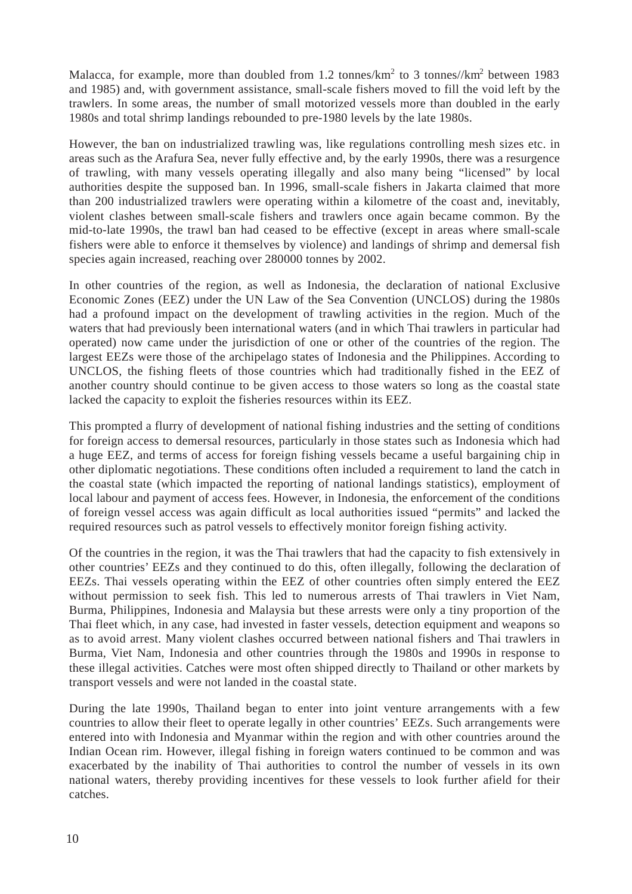Malacca, for example, more than doubled from 1.2 tonnes/km$^2$ to 3 tonnes//km$^2$ between 1983 and 1985) and, with government assistance, small-scale fishers moved to fill the void left by the trawlers. In some areas, the number of small motorized vessels more than doubled in the early 1980s and total shrimp landings rebounded to pre-1980 levels by the late 1980s.

However, the ban on industrialized trawling was, like regulations controlling mesh sizes etc. in areas such as the Arafura Sea, never fully effective and, by the early 1990s, there was a resurgence of trawling, with many vessels operating illegally and also many being "licensed" by local authorities despite the supposed ban. In 1996, small-scale fishers in Jakarta claimed that more than 200 industrialized trawlers were operating within a kilometre of the coast and, inevitably, violent clashes between small-scale fishers and trawlers once again became common. By the mid-to-late 1990s, the trawl ban had ceased to be effective (except in areas where small-scale fishers were able to enforce it themselves by violence) and landings of shrimp and demersal fish species again increased, reaching over 280000 tonnes by 2002.

In other countries of the region, as well as Indonesia, the declaration of national Exclusive Economic Zones (EEZ) under the UN Law of the Sea Convention (UNCLOS) during the 1980s had a profound impact on the development of trawling activities in the region. Much of the waters that had previously been international waters (and in which Thai trawlers in particular had operated) now came under the jurisdiction of one or other of the countries of the region. The largest EEZs were those of the archipelago states of Indonesia and the Philippines. According to UNCLOS, the fishing fleets of those countries which had traditionally fished in the EEZ of another country should continue to be given access to those waters so long as the coastal state lacked the capacity to exploit the fisheries resources within its EEZ.

This prompted a flurry of development of national fishing industries and the setting of conditions for foreign access to demersal resources, particularly in those states such as Indonesia which had a huge EEZ, and terms of access for foreign fishing vessels became a useful bargaining chip in other diplomatic negotiations. These conditions often included a requirement to land the catch in the coastal state (which impacted the reporting of national landings statistics), employment of local labour and payment of access fees. However, in Indonesia, the enforcement of the conditions of foreign vessel access was again difficult as local authorities issued "permits" and lacked the required resources such as patrol vessels to effectively monitor foreign fishing activity.

Of the countries in the region, it was the Thai trawlers that had the capacity to fish extensively in other countries' EEZs and they continued to do this, often illegally, following the declaration of EEZs. Thai vessels operating within the EEZ of other countries often simply entered the EEZ without permission to seek fish. This led to numerous arrests of Thai trawlers in Viet Nam, Burma, Philippines, Indonesia and Malaysia but these arrests were only a tiny proportion of the Thai fleet which, in any case, had invested in faster vessels, detection equipment and weapons so as to avoid arrest. Many violent clashes occurred between national fishers and Thai trawlers in Burma, Viet Nam, Indonesia and other countries through the 1980s and 1990s in response to these illegal activities. Catches were most often shipped directly to Thailand or other markets by transport vessels and were not landed in the coastal state.

During the late 1990s, Thailand began to enter into joint venture arrangements with a few countries to allow their fleet to operate legally in other countries' EEZs. Such arrangements were entered into with Indonesia and Myanmar within the region and with other countries around the Indian Ocean rim. However, illegal fishing in foreign waters continued to be common and was exacerbated by the inability of Thai authorities to control the number of vessels in its own national waters, thereby providing incentives for these vessels to look further afield for their catches.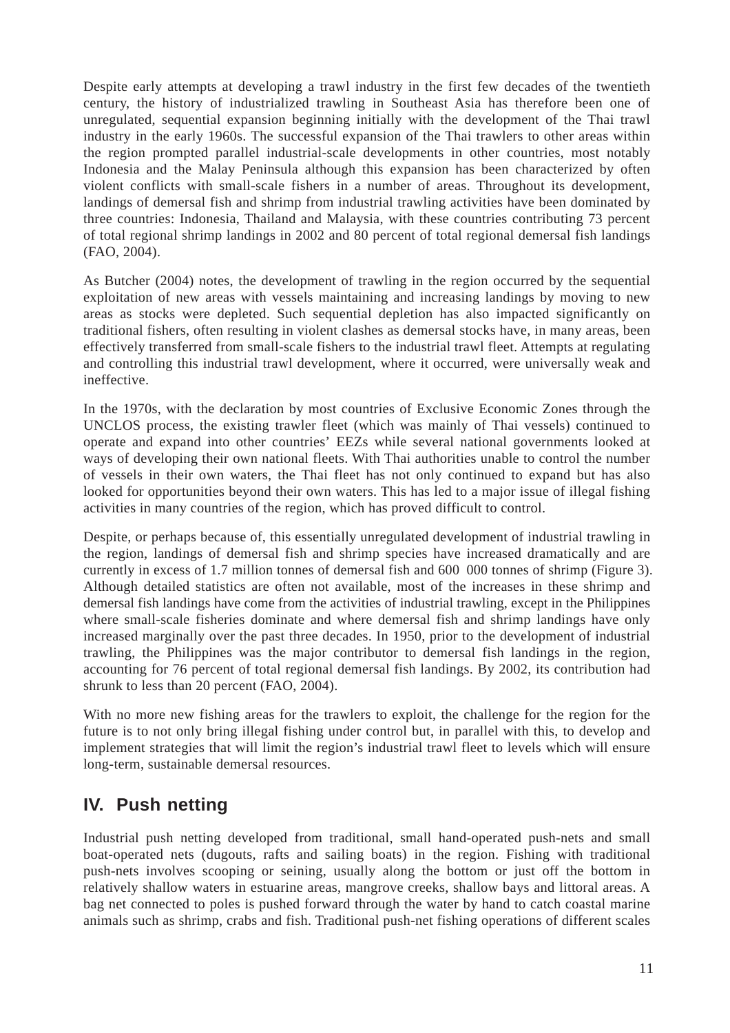Despite early attempts at developing a trawl industry in the first few decades of the twentieth century, the history of industrialized trawling in Southeast Asia has therefore been one of unregulated, sequential expansion beginning initially with the development of the Thai trawl industry in the early 1960s. The successful expansion of the Thai trawlers to other areas within the region prompted parallel industrial-scale developments in other countries, most notably Indonesia and the Malay Peninsula although this expansion has been characterized by often violent conflicts with small-scale fishers in a number of areas. Throughout its development, landings of demersal fish and shrimp from industrial trawling activities have been dominated by three countries: Indonesia, Thailand and Malaysia, with these countries contributing 73 percent of total regional shrimp landings in 2002 and 80 percent of total regional demersal fish landings (FAO, 2004).

As Butcher (2004) notes, the development of trawling in the region occurred by the sequential exploitation of new areas with vessels maintaining and increasing landings by moving to new areas as stocks were depleted. Such sequential depletion has also impacted significantly on traditional fishers, often resulting in violent clashes as demersal stocks have, in many areas, been effectively transferred from small-scale fishers to the industrial trawl fleet. Attempts at regulating and controlling this industrial trawl development, where it occurred, were universally weak and ineffective.

In the 1970s, with the declaration by most countries of Exclusive Economic Zones through the UNCLOS process, the existing trawler fleet (which was mainly of Thai vessels) continued to operate and expand into other countries' EEZs while several national governments looked at ways of developing their own national fleets. With Thai authorities unable to control the number of vessels in their own waters, the Thai fleet has not only continued to expand but has also looked for opportunities beyond their own waters. This has led to a major issue of illegal fishing activities in many countries of the region, which has proved difficult to control.

Despite, or perhaps because of, this essentially unregulated development of industrial trawling in the region, landings of demersal fish and shrimp species have increased dramatically and are currently in excess of 1.7 million tonnes of demersal fish and 600 000 tonnes of shrimp (Figure 3). Although detailed statistics are often not available, most of the increases in these shrimp and demersal fish landings have come from the activities of industrial trawling, except in the Philippines where small-scale fisheries dominate and where demersal fish and shrimp landings have only increased marginally over the past three decades. In 1950, prior to the development of industrial trawling, the Philippines was the major contributor to demersal fish landings in the region, accounting for 76 percent of total regional demersal fish landings. By 2002, its contribution had shrunk to less than 20 percent (FAO, 2004).

With no more new fishing areas for the trawlers to exploit, the challenge for the region for the future is to not only bring illegal fishing under control but, in parallel with this, to develop and implement strategies that will limit the region's industrial trawl fleet to levels which will ensure long-term, sustainable demersal resources.

## IV. Push netting

Industrial push netting developed from traditional, small hand-operated push-nets and small boat-operated nets (dugouts, rafts and sailing boats) in the region. Fishing with traditional push-nets involves scooping or seining, usually along the bottom or just off the bottom in relatively shallow waters in estuarine areas, mangrove creeks, shallow bays and littoral areas. A bag net connected to poles is pushed forward through the water by hand to catch coastal marine animals such as shrimp, crabs and fish. Traditional push-net fishing operations of different scales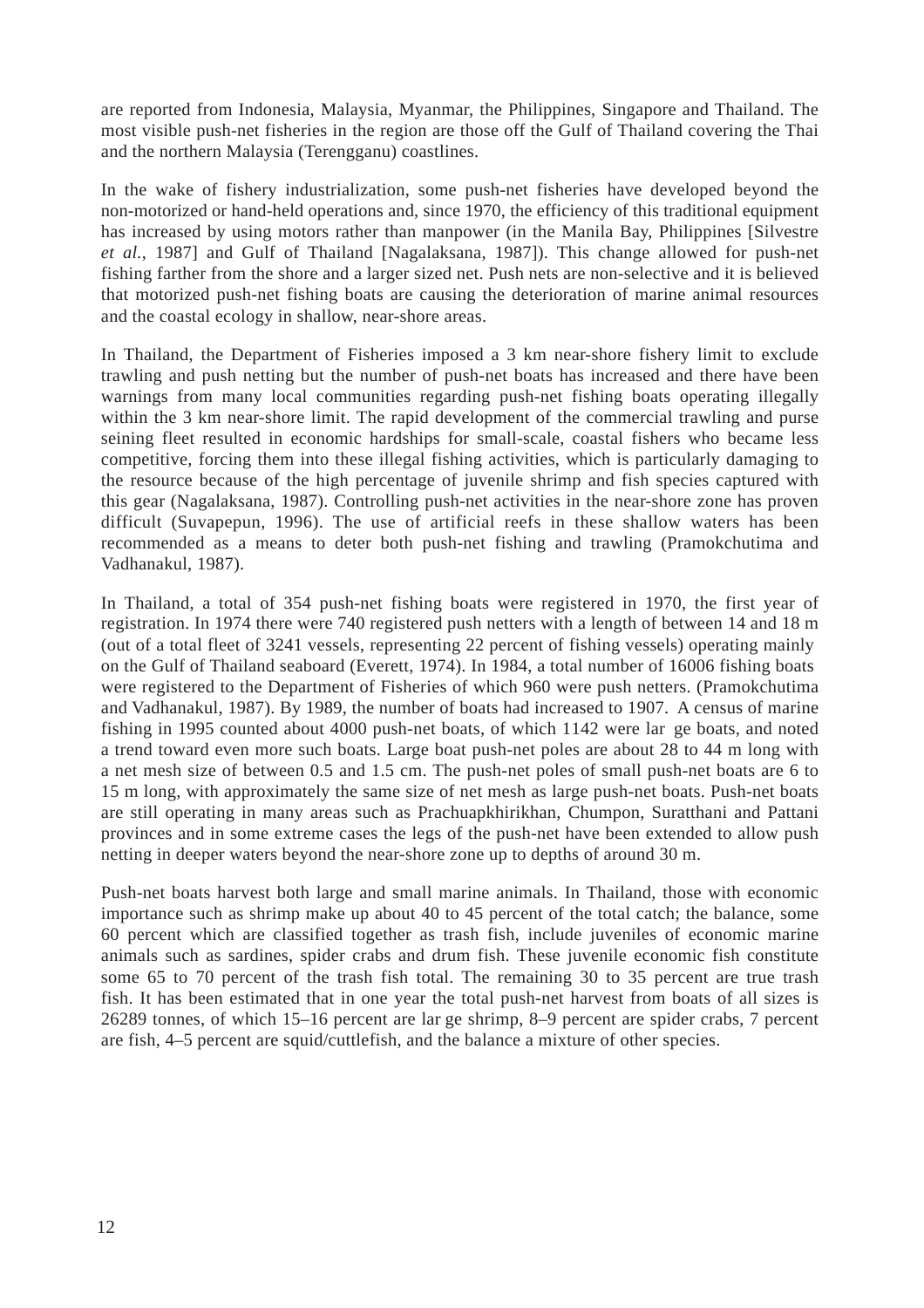are reported from Indonesia, Malaysia, Myanmar, the Philippines, Singapore and Thailand. The most visible push-net fisheries in the region are those off the Gulf of Thailand covering the Thai and the northern Malaysia (Terengganu) coastlines.

In the wake of fishery industrialization, some push-net fisheries have developed beyond the non-motorized or hand-held operations and, since 1970, the efficiency of this traditional equipment has increased by using motors rather than manpower (in the Manila Bay, Philippines [Silvestre *et al.*, 1987] and Gulf of Thailand [Nagalaksana, 1987]). This change allowed for push-net fishing farther from the shore and a larger sized net. Push nets are non-selective and it is believed that motorized push-net fishing boats are causing the deterioration of marine animal resources and the coastal ecology in shallow, near-shore areas.

In Thailand, the Department of Fisheries imposed a 3 km near-shore fishery limit to exclude trawling and push netting but the number of push-net boats has increased and there have been warnings from many local communities regarding push-net fishing boats operating illegally within the 3 km near-shore limit. The rapid development of the commercial trawling and purse seining fleet resulted in economic hardships for small-scale, coastal fishers who became less competitive, forcing them into these illegal fishing activities, which is particularly damaging to the resource because of the high percentage of juvenile shrimp and fish species captured with this gear (Nagalaksana, 1987). Controlling push-net activities in the near-shore zone has proven difficult (Suvapepun, 1996). The use of artificial reefs in these shallow waters has been recommended as a means to deter both push-net fishing and trawling (Pramokchutima and Vadhanakul, 1987).

In Thailand, a total of 354 push-net fishing boats were registered in 1970, the first year of registration. In 1974 there were 740 registered push netters with a length of between 14 and 18 m (out of a total fleet of 3241 vessels, representing 22 percent of fishing vessels) operating mainly on the Gulf of Thailand seaboard (Everett, 1974). In 1984, a total number of 16006 fishing boats were registered to the Department of Fisheries of which 960 were push netters. (Pramokchutima and Vadhanakul, 1987). By 1989, the number of boats had increased to 1907. A census of marine fishing in 1995 counted about 4000 push-net boats, of which 1142 were large boats, and noted a trend toward even more such boats. Large boat push-net poles are about 28 to 44 m long with a net mesh size of between 0.5 and 1.5 cm. The push-net poles of small push-net boats are 6 to 15 m long, with approximately the same size of net mesh as large push-net boats. Push-net boats are still operating in many areas such as Prachuapkhirikhan, Chumpon, Suratthani and Pattani provinces and in some extreme cases the legs of the push-net have been extended to allow push netting in deeper waters beyond the near-shore zone up to depths of around 30 m.

Push-net boats harvest both large and small marine animals. In Thailand, those with economic importance such as shrimp make up about 40 to 45 percent of the total catch; the balance, some 60 percent which are classified together as trash fish, include juveniles of economic marine animals such as sardines, spider crabs and drum fish. These juvenile economic fish constitute some 65 to 70 percent of the trash fish total. The remaining 30 to 35 percent are true trash fish. It has been estimated that in one year the total push-net harvest from boats of all sizes is 26289 tonnes, of which 15–16 percent are large shrimp, 8–9 percent are spider crabs, 7 percent are fish, 4–5 percent are squid/cuttlefish, and the balance a mixture of other species.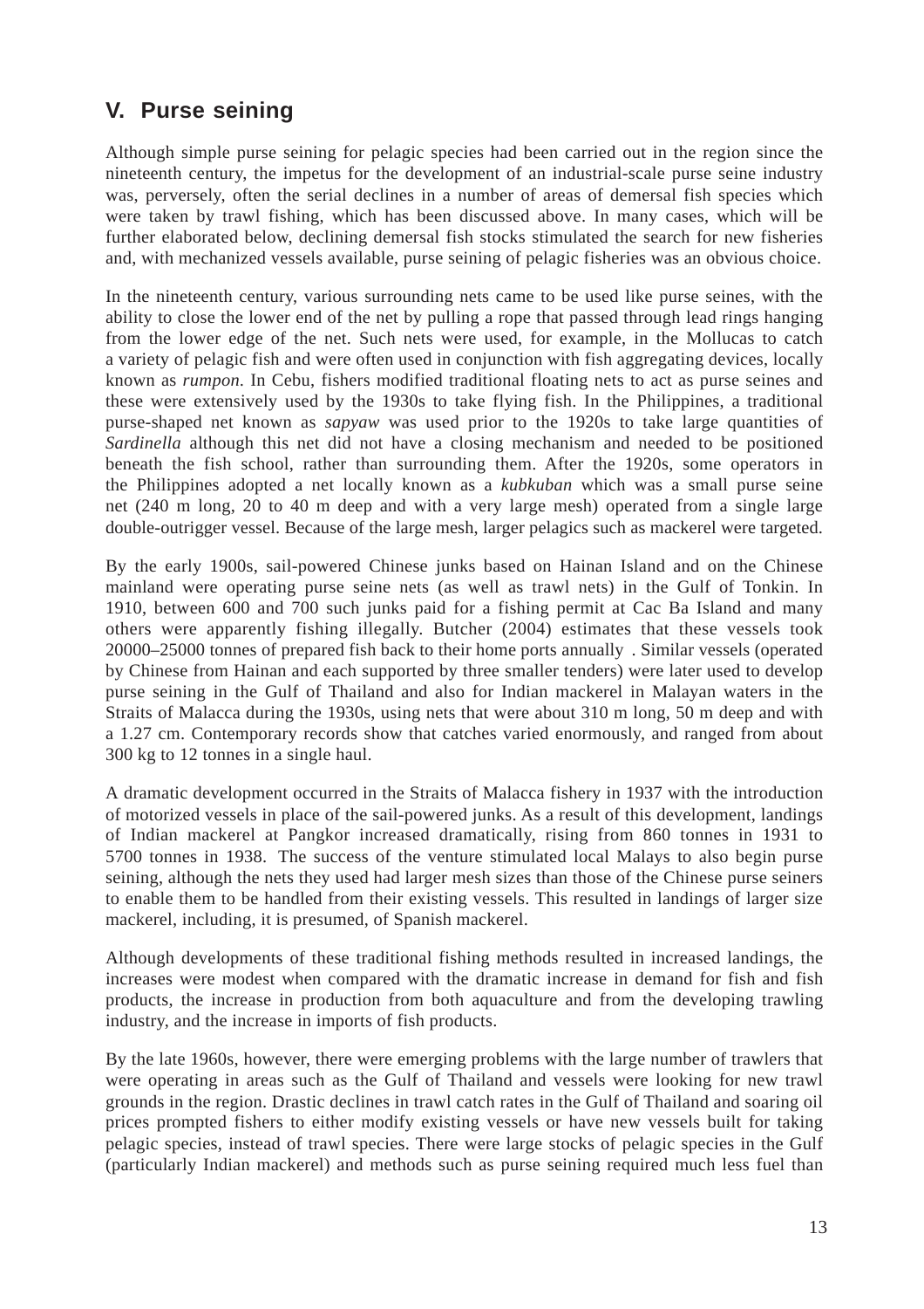## V. Purse seining

Although simple purse seining for pelagic species had been carried out in the region since the nineteenth century, the impetus for the development of an industrial-scale purse seine industry was, perversely, often the serial declines in a number of areas of demersal fish species which were taken by trawl fishing, which has been discussed above. In many cases, which will be further elaborated below, declining demersal fish stocks stimulated the search for new fisheries and, with mechanized vessels available, purse seining of pelagic fisheries was an obvious choice.

In the nineteenth century, various surrounding nets came to be used like purse seines, with the ability to close the lower end of the net by pulling a rope that passed through lead rings hanging from the lower edge of the net. Such nets were used, for example, in the Mollucas to catch a variety of pelagic fish and were often used in conjunction with fish aggregating devices, locally known as *rumpon*. In Cebu, fishers modified traditional floating nets to act as purse seines and these were extensively used by the 1930s to take flying fish. In the Philippines, a traditional purse-shaped net known as *sapyaw* was used prior to the 1920s to take large quantities of *Sardinella* although this net did not have a closing mechanism and needed to be positioned beneath the fish school, rather than surrounding them. After the 1920s, some operators in the Philippines adopted a net locally known as a *kubkuban* which was a small purse seine net (240 m long, 20 to 40 m deep and with a very large mesh) operated from a single large double-outrigger vessel. Because of the large mesh, larger pelagics such as mackerel were targeted.

By the early 1900s, sail-powered Chinese junks based on Hainan Island and on the Chinese mainland were operating purse seine nets (as well as trawl nets) in the Gulf of Tonkin. In 1910, between 600 and 700 such junks paid for a fishing permit at Cac Ba Island and many others were apparently fishing illegally. Butcher (2004) estimates that these vessels took 20000–25000 tonnes of prepared fish back to their home ports annually . Similar vessels (operated by Chinese from Hainan and each supported by three smaller tenders) were later used to develop purse seining in the Gulf of Thailand and also for Indian mackerel in Malayan waters in the Straits of Malacca during the 1930s, using nets that were about 310 m long, 50 m deep and with a 1.27 cm. Contemporary records show that catches varied enormously, and ranged from about 300 kg to 12 tonnes in a single haul.

A dramatic development occurred in the Straits of Malacca fishery in 1937 with the introduction of motorized vessels in place of the sail-powered junks. As a result of this development, landings of Indian mackerel at Pangkor increased dramatically, rising from 860 tonnes in 1931 to 5700 tonnes in 1938. The success of the venture stimulated local Malays to also begin purse seining, although the nets they used had larger mesh sizes than those of the Chinese purse seiners to enable them to be handled from their existing vessels. This resulted in landings of larger size mackerel, including, it is presumed, of Spanish mackerel.

Although developments of these traditional fishing methods resulted in increased landings, the increases were modest when compared with the dramatic increase in demand for fish and fish products, the increase in production from both aquaculture and from the developing trawling industry, and the increase in imports of fish products.

By the late 1960s, however, there were emerging problems with the large number of trawlers that were operating in areas such as the Gulf of Thailand and vessels were looking for new trawl grounds in the region. Drastic declines in trawl catch rates in the Gulf of Thailand and soaring oil prices prompted fishers to either modify existing vessels or have new vessels built for taking pelagic species, instead of trawl species. There were large stocks of pelagic species in the Gulf (particularly Indian mackerel) and methods such as purse seining required much less fuel than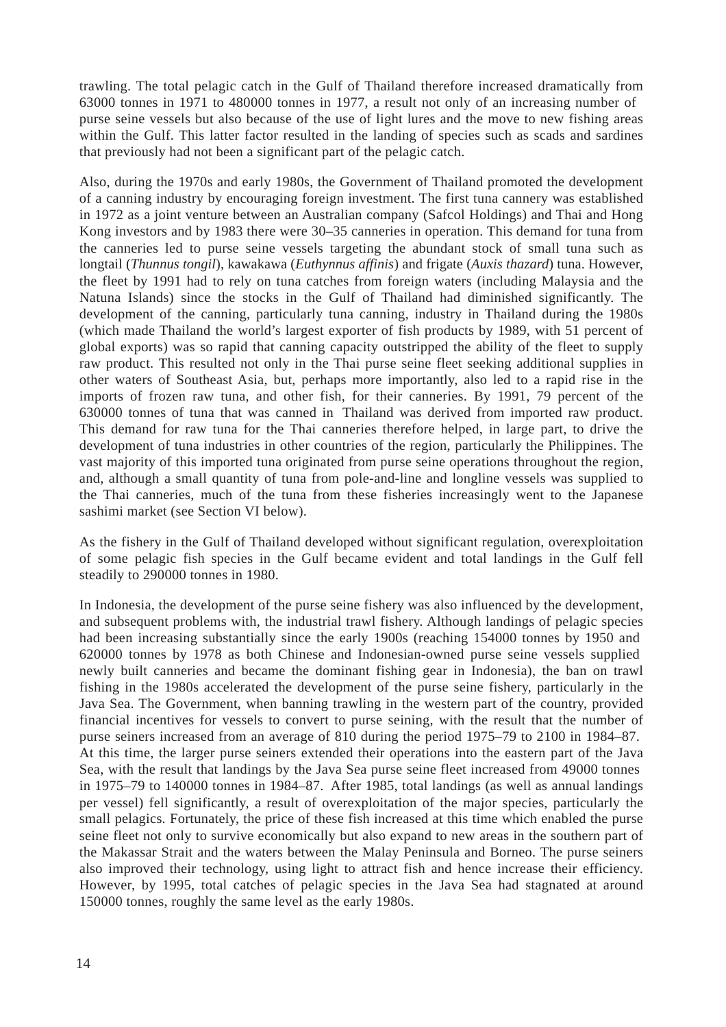trawling. The total pelagic catch in the Gulf of Thailand therefore increased dramatically from 63000 tonnes in 1971 to 480000 tonnes in 1977, a result not only of an increasing number of purse seine vessels but also because of the use of light lures and the move to new fishing areas within the Gulf. This latter factor resulted in the landing of species such as scads and sardines that previously had not been a significant part of the pelagic catch.

Also, during the 1970s and early 1980s, the Government of Thailand promoted the development of a canning industry by encouraging foreign investment. The first tuna cannery was established in 1972 as a joint venture between an Australian company (Safcol Holdings) and Thai and Hong Kong investors and by 1983 there were 30–35 canneries in operation. This demand for tuna from the canneries led to purse seine vessels targeting the abundant stock of small tuna such as longtail (*Thunnus tongil*), kawakawa (*Euthynnus affinis*) and frigate (*Auxis thazard*) tuna. However, the fleet by 1991 had to rely on tuna catches from foreign waters (including Malaysia and the Natuna Islands) since the stocks in the Gulf of Thailand had diminished significantly. The development of the canning, particularly tuna canning, industry in Thailand during the 1980s (which made Thailand the world's largest exporter of fish products by 1989, with 51 percent of global exports) was so rapid that canning capacity outstripped the ability of the fleet to supply raw product. This resulted not only in the Thai purse seine fleet seeking additional supplies in other waters of Southeast Asia, but, perhaps more importantly, also led to a rapid rise in the imports of frozen raw tuna, and other fish, for their canneries. By 1991, 79 percent of the 630000 tonnes of tuna that was canned in Thailand was derived from imported raw product. This demand for raw tuna for the Thai canneries therefore helped, in large part, to drive the development of tuna industries in other countries of the region, particularly the Philippines. The vast majority of this imported tuna originated from purse seine operations throughout the region, and, although a small quantity of tuna from pole-and-line and longline vessels was supplied to the Thai canneries, much of the tuna from these fisheries increasingly went to the Japanese sashimi market (see Section VI below).

As the fishery in the Gulf of Thailand developed without significant regulation, overexploitation of some pelagic fish species in the Gulf became evident and total landings in the Gulf fell steadily to 290000 tonnes in 1980.

In Indonesia, the development of the purse seine fishery was also influenced by the development, and subsequent problems with, the industrial trawl fishery. Although landings of pelagic species had been increasing substantially since the early 1900s (reaching 154000 tonnes by 1950 and 620000 tonnes by 1978 as both Chinese and Indonesian-owned purse seine vessels supplied newly built canneries and became the dominant fishing gear in Indonesia), the ban on trawl fishing in the 1980s accelerated the development of the purse seine fishery, particularly in the Java Sea. The Government, when banning trawling in the western part of the country, provided financial incentives for vessels to convert to purse seining, with the result that the number of purse seiners increased from an average of 810 during the period 1975–79 to 2100 in 1984–87. At this time, the larger purse seiners extended their operations into the eastern part of the Java Sea, with the result that landings by the Java Sea purse seine fleet increased from 49000 tonnes in 1975–79 to 140000 tonnes in 1984–87. After 1985, total landings (as well as annual landings per vessel) fell significantly, a result of overexploitation of the major species, particularly the small pelagics. Fortunately, the price of these fish increased at this time which enabled the purse seine fleet not only to survive economically but also expand to new areas in the southern part of the Makassar Strait and the waters between the Malay Peninsula and Borneo. The purse seiners also improved their technology, using light to attract fish and hence increase their efficiency. However, by 1995, total catches of pelagic species in the Java Sea had stagnated at around 150000 tonnes, roughly the same level as the early 1980s.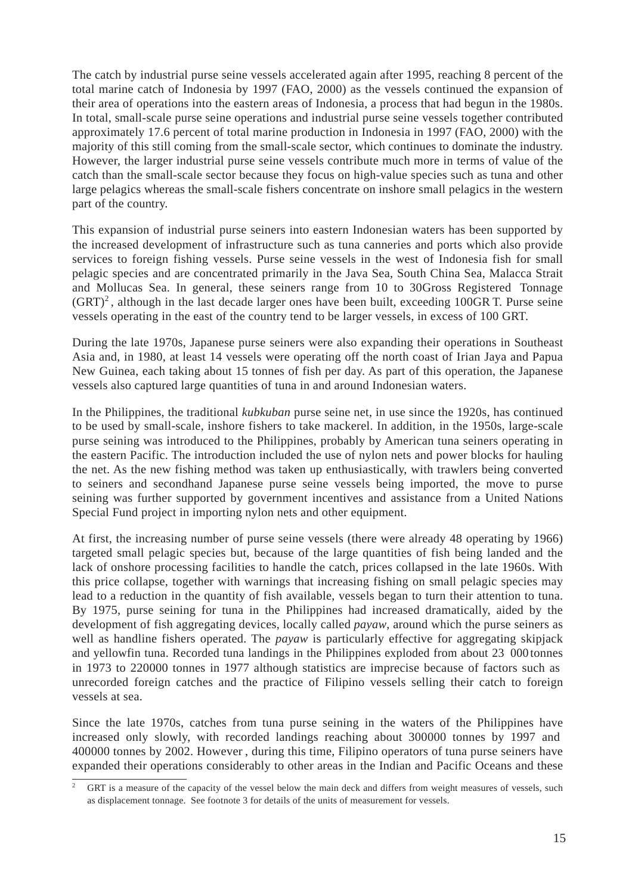The catch by industrial purse seine vessels accelerated again after 1995, reaching 8 percent of the total marine catch of Indonesia by 1997 (FAO, 2000) as the vessels continued the expansion of their area of operations into the eastern areas of Indonesia, a process that had begun in the 1980s. In total, small-scale purse seine operations and industrial purse seine vessels together contributed approximately 17.6 percent of total marine production in Indonesia in 1997 (FAO, 2000) with the majority of this still coming from the small-scale sector, which continues to dominate the industry. However, the larger industrial purse seine vessels contribute much more in terms of value of the catch than the small-scale sector because they focus on high-value species such as tuna and other large pelagics whereas the small-scale fishers concentrate on inshore small pelagics in the western part of the country.

This expansion of industrial purse seiners into eastern Indonesian waters has been supported by the increased development of infrastructure such as tuna canneries and ports which also provide services to foreign fishing vessels. Purse seine vessels in the west of Indonesia fish for small pelagic species and are concentrated primarily in the Java Sea, South China Sea, Malacca Strait and Mollucas Sea. In general, these seiners range from 10 to 30Gross Registered Tonnage (GRT)[2], although in the last decade larger ones have been built, exceeding 100GR T. Purse seine vessels operating in the east of the country tend to be larger vessels, in excess of 100 GRT.

During the late 1970s, Japanese purse seiners were also expanding their operations in Southeast Asia and, in 1980, at least 14 vessels were operating off the north coast of Irian Jaya and Papua New Guinea, each taking about 15 tonnes of fish per day. As part of this operation, the Japanese vessels also captured large quantities of tuna in and around Indonesian waters.

In the Philippines, the traditional *kubkuban* purse seine net, in use since the 1920s, has continued to be used by small-scale, inshore fishers to take mackerel. In addition, in the 1950s, large-scale purse seining was introduced to the Philippines, probably by American tuna seiners operating in the eastern Pacific. The introduction included the use of nylon nets and power blocks for hauling the net. As the new fishing method was taken up enthusiastically, with trawlers being converted to seiners and secondhand Japanese purse seine vessels being imported, the move to purse seining was further supported by government incentives and assistance from a United Nations Special Fund project in importing nylon nets and other equipment.

At first, the increasing number of purse seine vessels (there were already 48 operating by 1966) targeted small pelagic species but, because of the large quantities of fish being landed and the lack of onshore processing facilities to handle the catch, prices collapsed in the late 1960s. With this price collapse, together with warnings that increasing fishing on small pelagic species may lead to a reduction in the quantity of fish available, vessels began to turn their attention to tuna. By 1975, purse seining for tuna in the Philippines had increased dramatically, aided by the development of fish aggregating devices, locally called *payaw*, around which the purse seiners as well as handline fishers operated. The *payaw* is particularly effective for aggregating skipjack and yellowfin tuna. Recorded tuna landings in the Philippines exploded from about 23 000 tonnes in 1973 to 220000 tonnes in 1977 although statistics are imprecise because of factors such as unrecorded foreign catches and the practice of Filipino vessels selling their catch to foreign vessels at sea.

Since the late 1970s, catches from tuna purse seining in the waters of the Philippines have increased only slowly, with recorded landings reaching about 300000 tonnes by 1997 and 400000 tonnes by 2002. However, during this time, Filipino operators of tuna purse seiners have expanded their operations considerably to other areas in the Indian and Pacific Oceans and these

---

[2] GRT is a measure of the capacity of the vessel below the main deck and differs from weight measures of vessels, such as displacement tonnage. See footnote 3 for details of the units of measurement for vessels.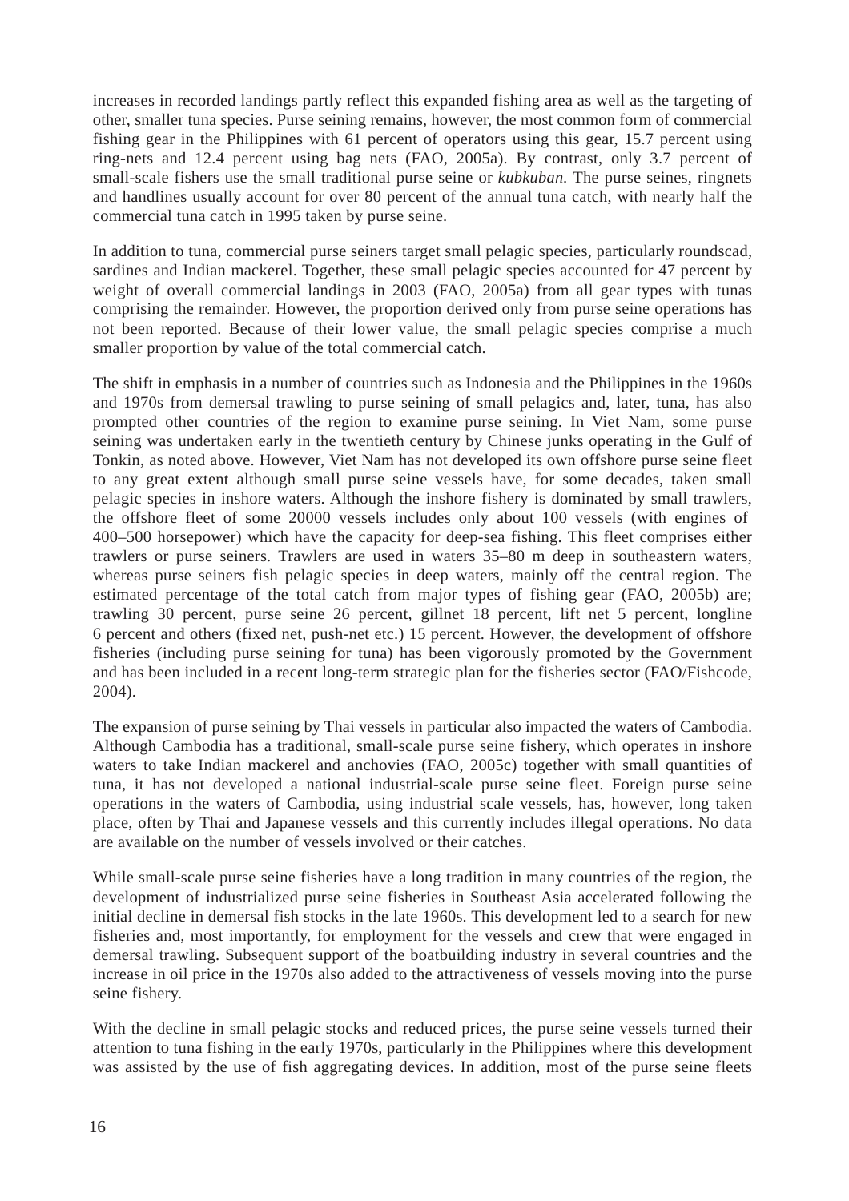increases in recorded landings partly reflect this expanded fishing area as well as the targeting of other, smaller tuna species. Purse seining remains, however, the most common form of commercial fishing gear in the Philippines with 61 percent of operators using this gear, 15.7 percent using ring-nets and 12.4 percent using bag nets (FAO, 2005a). By contrast, only 3.7 percent of small-scale fishers use the small traditional purse seine or *kubkuban.* The purse seines, ringnets and handlines usually account for over 80 percent of the annual tuna catch, with nearly half the commercial tuna catch in 1995 taken by purse seine.

In addition to tuna, commercial purse seiners target small pelagic species, particularly roundscad, sardines and Indian mackerel. Together, these small pelagic species accounted for 47 percent by weight of overall commercial landings in 2003 (FAO, 2005a) from all gear types with tunas comprising the remainder. However, the proportion derived only from purse seine operations has not been reported. Because of their lower value, the small pelagic species comprise a much smaller proportion by value of the total commercial catch.

The shift in emphasis in a number of countries such as Indonesia and the Philippines in the 1960s and 1970s from demersal trawling to purse seining of small pelagics and, later, tuna, has also prompted other countries of the region to examine purse seining. In Viet Nam, some purse seining was undertaken early in the twentieth century by Chinese junks operating in the Gulf of Tonkin, as noted above. However, Viet Nam has not developed its own offshore purse seine fleet to any great extent although small purse seine vessels have, for some decades, taken small pelagic species in inshore waters. Although the inshore fishery is dominated by small trawlers, the offshore fleet of some 20000 vessels includes only about 100 vessels (with engines of 400–500 horsepower) which have the capacity for deep-sea fishing. This fleet comprises either trawlers or purse seiners. Trawlers are used in waters 35–80 m deep in southeastern waters, whereas purse seiners fish pelagic species in deep waters, mainly off the central region. The estimated percentage of the total catch from major types of fishing gear (FAO, 2005b) are; trawling 30 percent, purse seine 26 percent, gillnet 18 percent, lift net 5 percent, longline 6 percent and others (fixed net, push-net etc.) 15 percent. However, the development of offshore fisheries (including purse seining for tuna) has been vigorously promoted by the Government and has been included in a recent long-term strategic plan for the fisheries sector (FAO/Fishcode, 2004).

The expansion of purse seining by Thai vessels in particular also impacted the waters of Cambodia. Although Cambodia has a traditional, small-scale purse seine fishery, which operates in inshore waters to take Indian mackerel and anchovies (FAO, 2005c) together with small quantities of tuna, it has not developed a national industrial-scale purse seine fleet. Foreign purse seine operations in the waters of Cambodia, using industrial scale vessels, has, however, long taken place, often by Thai and Japanese vessels and this currently includes illegal operations. No data are available on the number of vessels involved or their catches.

While small-scale purse seine fisheries have a long tradition in many countries of the region, the development of industrialized purse seine fisheries in Southeast Asia accelerated following the initial decline in demersal fish stocks in the late 1960s. This development led to a search for new fisheries and, most importantly, for employment for the vessels and crew that were engaged in demersal trawling. Subsequent support of the boatbuilding industry in several countries and the increase in oil price in the 1970s also added to the attractiveness of vessels moving into the purse seine fishery.

With the decline in small pelagic stocks and reduced prices, the purse seine vessels turned their attention to tuna fishing in the early 1970s, particularly in the Philippines where this development was assisted by the use of fish aggregating devices. In addition, most of the purse seine fleets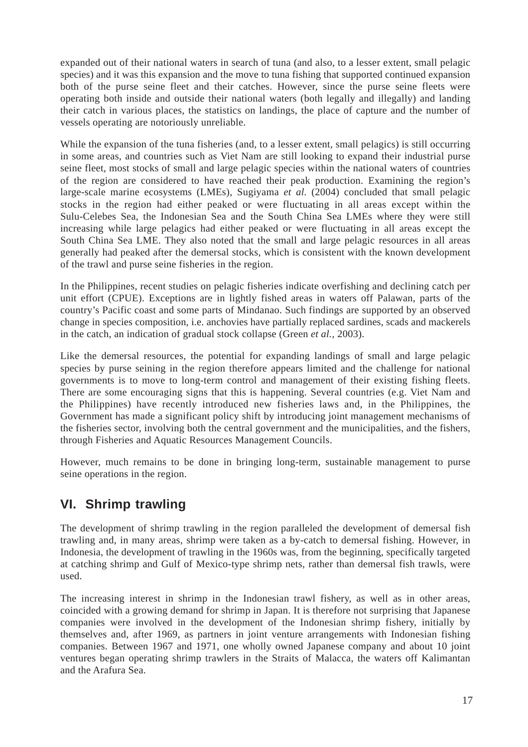expanded out of their national waters in search of tuna (and also, to a lesser extent, small pelagic species) and it was this expansion and the move to tuna fishing that supported continued expansion both of the purse seine fleet and their catches. However, since the purse seine fleets were operating both inside and outside their national waters (both legally and illegally) and landing their catch in various places, the statistics on landings, the place of capture and the number of vessels operating are notoriously unreliable.

While the expansion of the tuna fisheries (and, to a lesser extent, small pelagics) is still occurring in some areas, and countries such as Viet Nam are still looking to expand their industrial purse seine fleet, most stocks of small and large pelagic species within the national waters of countries of the region are considered to have reached their peak production. Examining the region's large-scale marine ecosystems (LMEs), Sugiyama *et al.* (2004) concluded that small pelagic stocks in the region had either peaked or were fluctuating in all areas except within the Sulu-Celebes Sea, the Indonesian Sea and the South China Sea LMEs where they were still increasing while large pelagics had either peaked or were fluctuating in all areas except the South China Sea LME. They also noted that the small and large pelagic resources in all areas generally had peaked after the demersal stocks, which is consistent with the known development of the trawl and purse seine fisheries in the region.

In the Philippines, recent studies on pelagic fisheries indicate overfishing and declining catch per unit effort (CPUE). Exceptions are in lightly fished areas in waters off Palawan, parts of the country's Pacific coast and some parts of Mindanao. Such findings are supported by an observed change in species composition, i.e. anchovies have partially replaced sardines, scads and mackerels in the catch, an indication of gradual stock collapse (Green *et al.,* 2003).

Like the demersal resources, the potential for expanding landings of small and large pelagic species by purse seining in the region therefore appears limited and the challenge for national governments is to move to long-term control and management of their existing fishing fleets. There are some encouraging signs that this is happening. Several countries (e.g. Viet Nam and the Philippines) have recently introduced new fisheries laws and, in the Philippines, the Government has made a significant policy shift by introducing joint management mechanisms of the fisheries sector, involving both the central government and the municipalities, and the fishers, through Fisheries and Aquatic Resources Management Councils.

However, much remains to be done in bringing long-term, sustainable management to purse seine operations in the region.

## VI. Shrimp trawling

The development of shrimp trawling in the region paralleled the development of demersal fish trawling and, in many areas, shrimp were taken as a by-catch to demersal fishing. However, in Indonesia, the development of trawling in the 1960s was, from the beginning, specifically targeted at catching shrimp and Gulf of Mexico-type shrimp nets, rather than demersal fish trawls, were used.

The increasing interest in shrimp in the Indonesian trawl fishery, as well as in other areas, coincided with a growing demand for shrimp in Japan. It is therefore not surprising that Japanese companies were involved in the development of the Indonesian shrimp fishery, initially by themselves and, after 1969, as partners in joint venture arrangements with Indonesian fishing companies. Between 1967 and 1971, one wholly owned Japanese company and about 10 joint ventures began operating shrimp trawlers in the Straits of Malacca, the waters off Kalimantan and the Arafura Sea.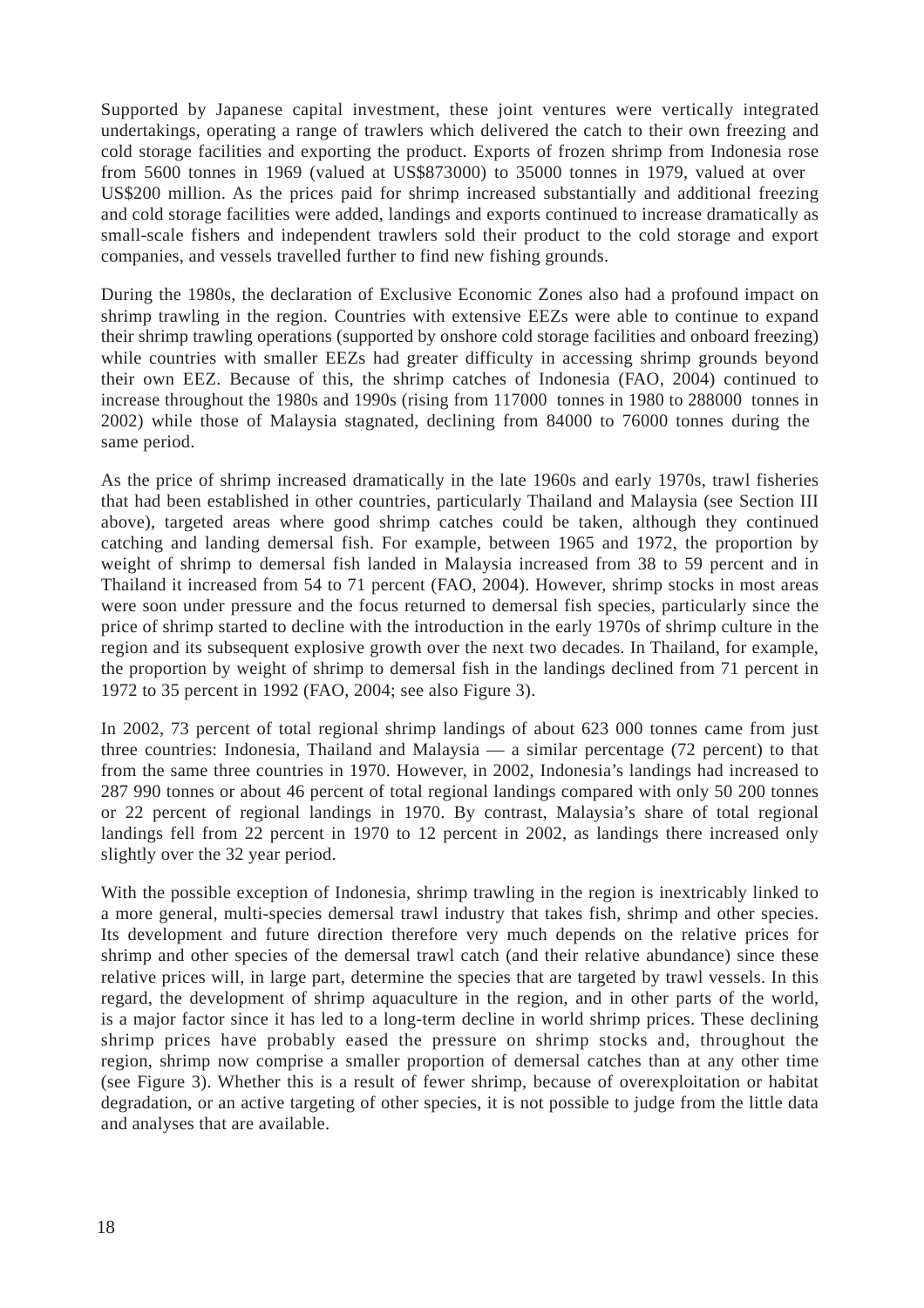Supported by Japanese capital investment, these joint ventures were vertically integrated undertakings, operating a range of trawlers which delivered the catch to their own freezing and cold storage facilities and exporting the product. Exports of frozen shrimp from Indonesia rose from 5600 tonnes in 1969 (valued at US$873000) to 35000 tonnes in 1979, valued at over US$200 million. As the prices paid for shrimp increased substantially and additional freezing and cold storage facilities were added, landings and exports continued to increase dramatically as small-scale fishers and independent trawlers sold their product to the cold storage and export companies, and vessels travelled further to find new fishing grounds.

During the 1980s, the declaration of Exclusive Economic Zones also had a profound impact on shrimp trawling in the region. Countries with extensive EEZs were able to continue to expand their shrimp trawling operations (supported by onshore cold storage facilities and onboard freezing) while countries with smaller EEZs had greater difficulty in accessing shrimp grounds beyond their own EEZ. Because of this, the shrimp catches of Indonesia (FAO, 2004) continued to increase throughout the 1980s and 1990s (rising from 117000 tonnes in 1980 to 288000 tonnes in 2002) while those of Malaysia stagnated, declining from 84000 to 76000 tonnes during the same period.

As the price of shrimp increased dramatically in the late 1960s and early 1970s, trawl fisheries that had been established in other countries, particularly Thailand and Malaysia (see Section III above), targeted areas where good shrimp catches could be taken, although they continued catching and landing demersal fish. For example, between 1965 and 1972, the proportion by weight of shrimp to demersal fish landed in Malaysia increased from 38 to 59 percent and in Thailand it increased from 54 to 71 percent (FAO, 2004). However, shrimp stocks in most areas were soon under pressure and the focus returned to demersal fish species, particularly since the price of shrimp started to decline with the introduction in the early 1970s of shrimp culture in the region and its subsequent explosive growth over the next two decades. In Thailand, for example, the proportion by weight of shrimp to demersal fish in the landings declined from 71 percent in 1972 to 35 percent in 1992 (FAO, 2004; see also Figure 3).

In 2002, 73 percent of total regional shrimp landings of about 623 000 tonnes came from just three countries: Indonesia, Thailand and Malaysia — a similar percentage (72 percent) to that from the same three countries in 1970. However, in 2002, Indonesia's landings had increased to 287 990 tonnes or about 46 percent of total regional landings compared with only 50 200 tonnes or 22 percent of regional landings in 1970. By contrast, Malaysia's share of total regional landings fell from 22 percent in 1970 to 12 percent in 2002, as landings there increased only slightly over the 32 year period.

With the possible exception of Indonesia, shrimp trawling in the region is inextricably linked to a more general, multi-species demersal trawl industry that takes fish, shrimp and other species. Its development and future direction therefore very much depends on the relative prices for shrimp and other species of the demersal trawl catch (and their relative abundance) since these relative prices will, in large part, determine the species that are targeted by trawl vessels. In this regard, the development of shrimp aquaculture in the region, and in other parts of the world, is a major factor since it has led to a long-term decline in world shrimp prices. These declining shrimp prices have probably eased the pressure on shrimp stocks and, throughout the region, shrimp now comprise a smaller proportion of demersal catches than at any other time (see Figure 3). Whether this is a result of fewer shrimp, because of overexploitation or habitat degradation, or an active targeting of other species, it is not possible to judge from the little data and analyses that are available.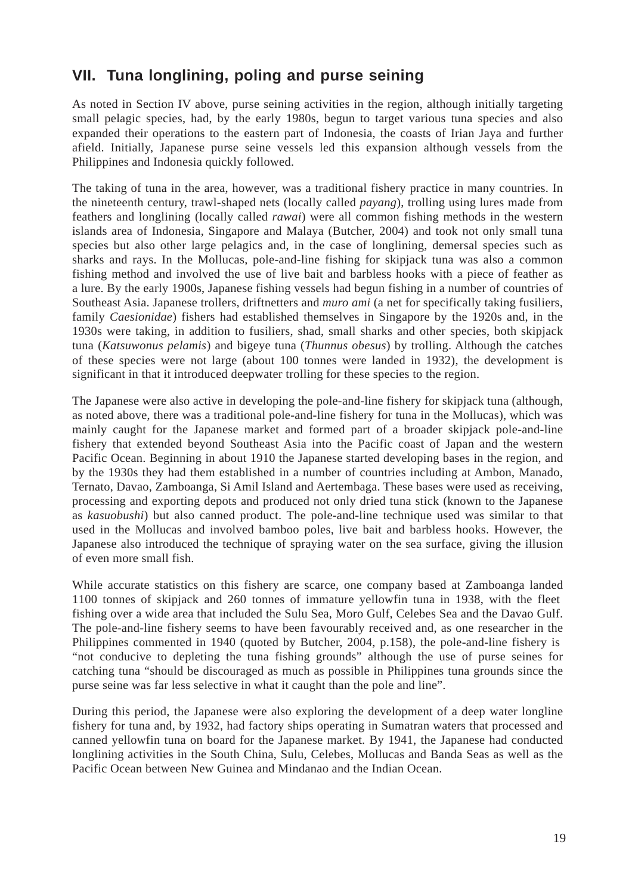## VII. Tuna longlining, poling and purse seining

As noted in Section IV above, purse seining activities in the region, although initially targeting small pelagic species, had, by the early 1980s, begun to target various tuna species and also expanded their operations to the eastern part of Indonesia, the coasts of Irian Jaya and further afield. Initially, Japanese purse seine vessels led this expansion although vessels from the Philippines and Indonesia quickly followed.

The taking of tuna in the area, however, was a traditional fishery practice in many countries. In the nineteenth century, trawl-shaped nets (locally called *payang*), trolling using lures made from feathers and longlining (locally called *rawai*) were all common fishing methods in the western islands area of Indonesia, Singapore and Malaya (Butcher, 2004) and took not only small tuna species but also other large pelagics and, in the case of longlining, demersal species such as sharks and rays. In the Mollucas, pole-and-line fishing for skipjack tuna was also a common fishing method and involved the use of live bait and barbless hooks with a piece of feather as a lure. By the early 1900s, Japanese fishing vessels had begun fishing in a number of countries of Southeast Asia. Japanese trollers, driftnetters and *muro ami* (a net for specifically taking fusiliers, family *Caesionidae*) fishers had established themselves in Singapore by the 1920s and, in the 1930s were taking, in addition to fusiliers, shad, small sharks and other species, both skipjack tuna (*Katsuwonus pelamis*) and bigeye tuna (*Thunnus obesus*) by trolling. Although the catches of these species were not large (about 100 tonnes were landed in 1932), the development is significant in that it introduced deepwater trolling for these species to the region.

The Japanese were also active in developing the pole-and-line fishery for skipjack tuna (although, as noted above, there was a traditional pole-and-line fishery for tuna in the Mollucas), which was mainly caught for the Japanese market and formed part of a broader skipjack pole-and-line fishery that extended beyond Southeast Asia into the Pacific coast of Japan and the western Pacific Ocean. Beginning in about 1910 the Japanese started developing bases in the region, and by the 1930s they had them established in a number of countries including at Ambon, Manado, Ternato, Davao, Zamboanga, Si Amil Island and Aertembaga. These bases were used as receiving, processing and exporting depots and produced not only dried tuna stick (known to the Japanese as *kasuobushi*) but also canned product. The pole-and-line technique used was similar to that used in the Mollucas and involved bamboo poles, live bait and barbless hooks. However, the Japanese also introduced the technique of spraying water on the sea surface, giving the illusion of even more small fish.

While accurate statistics on this fishery are scarce, one company based at Zamboanga landed 1100 tonnes of skipjack and 260 tonnes of immature yellowfin tuna in 1938, with the fleet fishing over a wide area that included the Sulu Sea, Moro Gulf, Celebes Sea and the Davao Gulf. The pole-and-line fishery seems to have been favourably received and, as one researcher in the Philippines commented in 1940 (quoted by Butcher, 2004, p.158), the pole-and-line fishery is "not conducive to depleting the tuna fishing grounds" although the use of purse seines for catching tuna "should be discouraged as much as possible in Philippines tuna grounds since the purse seine was far less selective in what it caught than the pole and line".

During this period, the Japanese were also exploring the development of a deep water longline fishery for tuna and, by 1932, had factory ships operating in Sumatran waters that processed and canned yellowfin tuna on board for the Japanese market. By 1941, the Japanese had conducted longlining activities in the South China, Sulu, Celebes, Mollucas and Banda Seas as well as the Pacific Ocean between New Guinea and Mindanao and the Indian Ocean.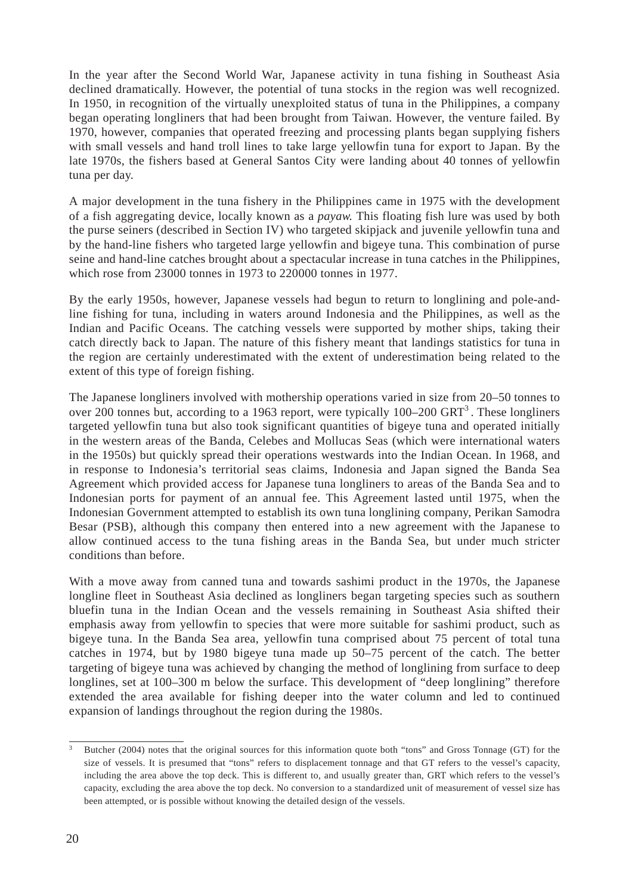In the year after the Second World War, Japanese activity in tuna fishing in Southeast Asia declined dramatically. However, the potential of tuna stocks in the region was well recognized. In 1950, in recognition of the virtually unexploited status of tuna in the Philippines, a company began operating longliners that had been brought from Taiwan. However, the venture failed. By 1970, however, companies that operated freezing and processing plants began supplying fishers with small vessels and hand troll lines to take large yellowfin tuna for export to Japan. By the late 1970s, the fishers based at General Santos City were landing about 40 tonnes of yellowfin tuna per day.

A major development in the tuna fishery in the Philippines came in 1975 with the development of a fish aggregating device, locally known as a *payaw.* This floating fish lure was used by both the purse seiners (described in Section IV) who targeted skipjack and juvenile yellowfin tuna and by the hand-line fishers who targeted large yellowfin and bigeye tuna. This combination of purse seine and hand-line catches brought about a spectacular increase in tuna catches in the Philippines, which rose from 23000 tonnes in 1973 to 220000 tonnes in 1977.

By the early 1950s, however, Japanese vessels had begun to return to longlining and pole-and-line fishing for tuna, including in waters around Indonesia and the Philippines, as well as the Indian and Pacific Oceans. The catching vessels were supported by mother ships, taking their catch directly back to Japan. The nature of this fishery meant that landings statistics for tuna in the region are certainly underestimated with the extent of underestimation being related to the extent of this type of foreign fishing.

The Japanese longliners involved with mothership operations varied in size from 20–50 tonnes to over 200 tonnes but, according to a 1963 report, were typically 100–200 GRT[3] . These longliners targeted yellowfin tuna but also took significant quantities of bigeye tuna and operated initially in the western areas of the Banda, Celebes and Mollucas Seas (which were international waters in the 1950s) but quickly spread their operations westwards into the Indian Ocean. In 1968, and in response to Indonesia's territorial seas claims, Indonesia and Japan signed the Banda Sea Agreement which provided access for Japanese tuna longliners to areas of the Banda Sea and to Indonesian ports for payment of an annual fee. This Agreement lasted until 1975, when the Indonesian Government attempted to establish its own tuna longlining company, Perikan Samodra Besar (PSB), although this company then entered into a new agreement with the Japanese to allow continued access to the tuna fishing areas in the Banda Sea, but under much stricter conditions than before.

With a move away from canned tuna and towards sashimi product in the 1970s, the Japanese longline fleet in Southeast Asia declined as longliners began targeting species such as southern bluefin tuna in the Indian Ocean and the vessels remaining in Southeast Asia shifted their emphasis away from yellowfin to species that were more suitable for sashimi product, such as bigeye tuna. In the Banda Sea area, yellowfin tuna comprised about 75 percent of total tuna catches in 1974, but by 1980 bigeye tuna made up 50–75 percent of the catch. The better targeting of bigeye tuna was achieved by changing the method of longlining from surface to deep longlines, set at 100–300 m below the surface. This development of "deep longlining" therefore extended the area available for fishing deeper into the water column and led to continued expansion of landings throughout the region during the 1980s.

---

[3] Butcher (2004) notes that the original sources for this information quote both "tons" and Gross Tonnage (GT) for the size of vessels. It is presumed that "tons" refers to displacement tonnage and that GT refers to the vessel's capacity, including the area above the top deck. This is different to, and usually greater than, GRT which refers to the vessel's capacity, excluding the area above the top deck. No conversion to a standardized unit of measurement of vessel size has been attempted, or is possible without knowing the detailed design of the vessels.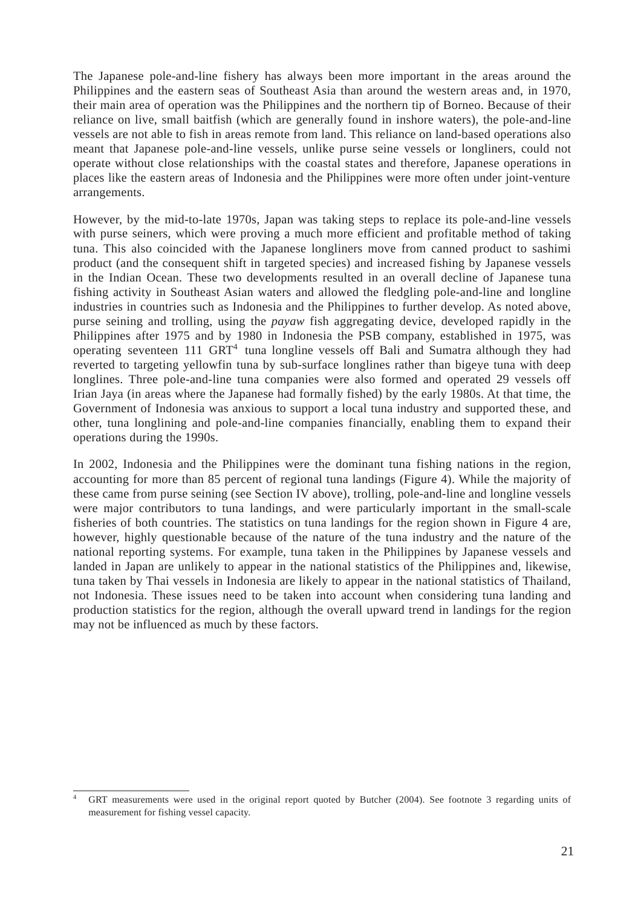The Japanese pole-and-line fishery has always been more important in the areas around the Philippines and the eastern seas of Southeast Asia than around the western areas and, in 1970, their main area of operation was the Philippines and the northern tip of Borneo. Because of their reliance on live, small baitfish (which are generally found in inshore waters), the pole-and-line vessels are not able to fish in areas remote from land. This reliance on land-based operations also meant that Japanese pole-and-line vessels, unlike purse seine vessels or longliners, could not operate without close relationships with the coastal states and therefore, Japanese operations in places like the eastern areas of Indonesia and the Philippines were more often under joint-venture arrangements.

However, by the mid-to-late 1970s, Japan was taking steps to replace its pole-and-line vessels with purse seiners, which were proving a much more efficient and profitable method of taking tuna. This also coincided with the Japanese longliners move from canned product to sashimi product (and the consequent shift in targeted species) and increased fishing by Japanese vessels in the Indian Ocean. These two developments resulted in an overall decline of Japanese tuna fishing activity in Southeast Asian waters and allowed the fledgling pole-and-line and longline industries in countries such as Indonesia and the Philippines to further develop. As noted above, purse seining and trolling, using the *payaw* fish aggregating device, developed rapidly in the Philippines after 1975 and by 1980 in Indonesia the PSB company, established in 1975, was operating seventeen 111 GRT[4] tuna longline vessels off Bali and Sumatra although they had reverted to targeting yellowfin tuna by sub-surface longlines rather than bigeye tuna with deep longlines. Three pole-and-line tuna companies were also formed and operated 29 vessels off Irian Jaya (in areas where the Japanese had formally fished) by the early 1980s. At that time, the Government of Indonesia was anxious to support a local tuna industry and supported these, and other, tuna longlining and pole-and-line companies financially, enabling them to expand their operations during the 1990s.

In 2002, Indonesia and the Philippines were the dominant tuna fishing nations in the region, accounting for more than 85 percent of regional tuna landings (Figure 4). While the majority of these came from purse seining (see Section IV above), trolling, pole-and-line and longline vessels were major contributors to tuna landings, and were particularly important in the small-scale fisheries of both countries. The statistics on tuna landings for the region shown in Figure 4 are, however, highly questionable because of the nature of the tuna industry and the nature of the national reporting systems. For example, tuna taken in the Philippines by Japanese vessels and landed in Japan are unlikely to appear in the national statistics of the Philippines and, likewise, tuna taken by Thai vessels in Indonesia are likely to appear in the national statistics of Thailand, not Indonesia. These issues need to be taken into account when considering tuna landing and production statistics for the region, although the overall upward trend in landings for the region may not be influenced as much by these factors.

---

[4] GRT measurements were used in the original report quoted by Butcher (2004). See footnote 3 regarding units of measurement for fishing vessel capacity.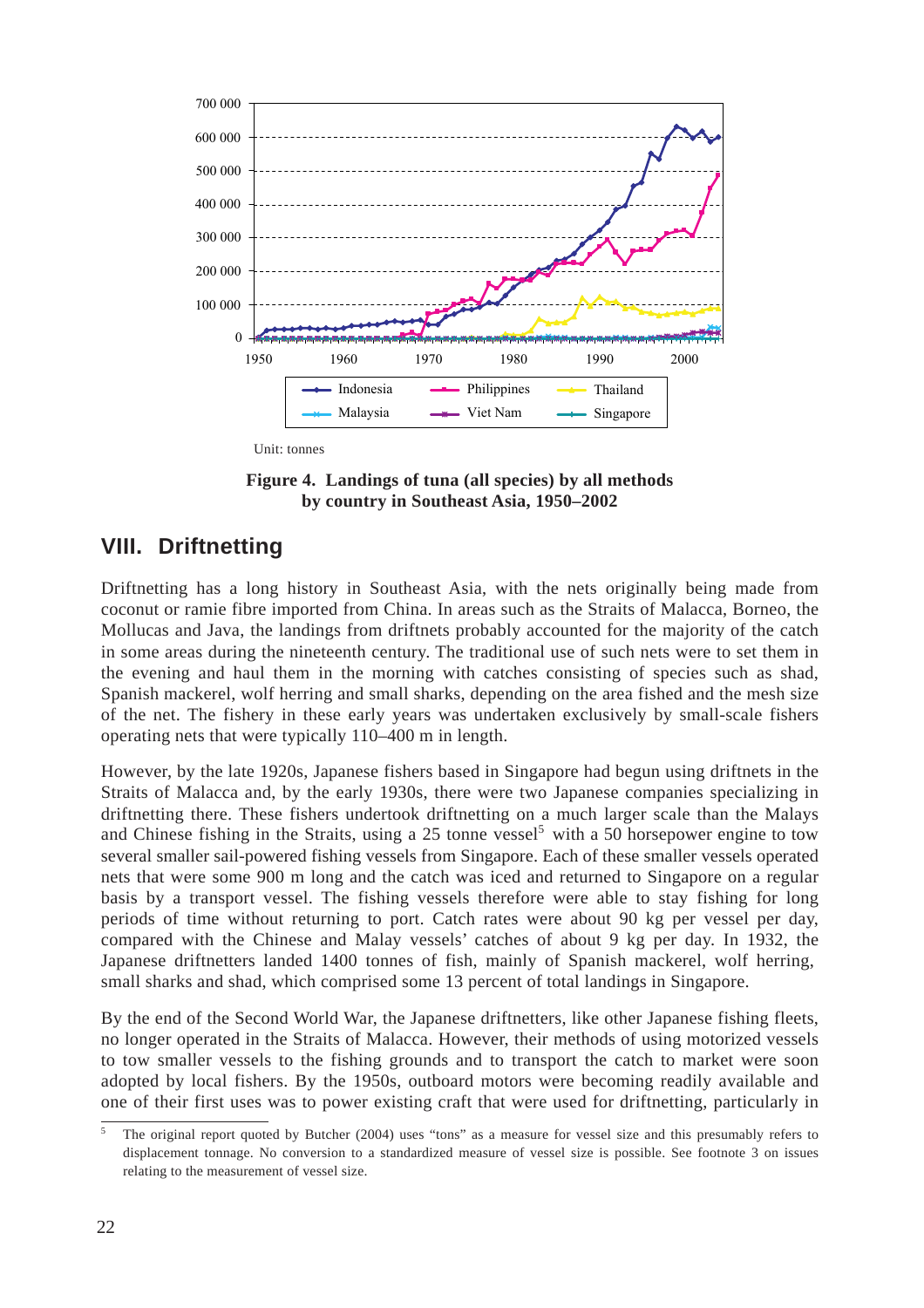Unit: tonnes

**Figure 4. Landings of tuna (all species) by all methods by country in Southeast Asia, 1950–2002**

## VIII. Driftnetting

Driftnetting has a long history in Southeast Asia, with the nets originally being made from coconut or ramie fibre imported from China. In areas such as the Straits of Malacca, Borneo, the Mollucas and Java, the landings from driftnets probably accounted for the majority of the catch in some areas during the nineteenth century. The traditional use of such nets were to set them in the evening and haul them in the morning with catches consisting of species such as shad, Spanish mackerel, wolf herring and small sharks, depending on the area fished and the mesh size of the net. The fishery in these early years was undertaken exclusively by small-scale fishers operating nets that were typically 110–400 m in length.

However, by the late 1920s, Japanese fishers based in Singapore had begun using driftnets in the Straits of Malacca and, by the early 1930s, there were two Japanese companies specializing in driftnetting there. These fishers undertook driftnetting on a much larger scale than the Malays and Chinese fishing in the Straits, using a 25 tonne vessel[5] with a 50 horsepower engine to tow several smaller sail-powered fishing vessels from Singapore. Each of these smaller vessels operated nets that were some 900 m long and the catch was iced and returned to Singapore on a regular basis by a transport vessel. The fishing vessels therefore were able to stay fishing for long periods of time without returning to port. Catch rates were about 90 kg per vessel per day, compared with the Chinese and Malay vessels' catches of about 9 kg per day. In 1932, the Japanese driftnetters landed 1400 tonnes of fish, mainly of Spanish mackerel, wolf herring, small sharks and shad, which comprised some 13 percent of total landings in Singapore.

By the end of the Second World War, the Japanese driftnetters, like other Japanese fishing fleets, no longer operated in the Straits of Malacca. However, their methods of using motorized vessels to tow smaller vessels to the fishing grounds and to transport the catch to market were soon adopted by local fishers. By the 1950s, outboard motors were becoming readily available and one of their first uses was to power existing craft that were used for driftnetting, particularly in

[5] The original report quoted by Butcher (2004) uses "tons" as a measure for vessel size and this presumably refers to displacement tonnage. No conversion to a standardized measure of vessel size is possible. See footnote 3 on issues relating to the measurement of vessel size.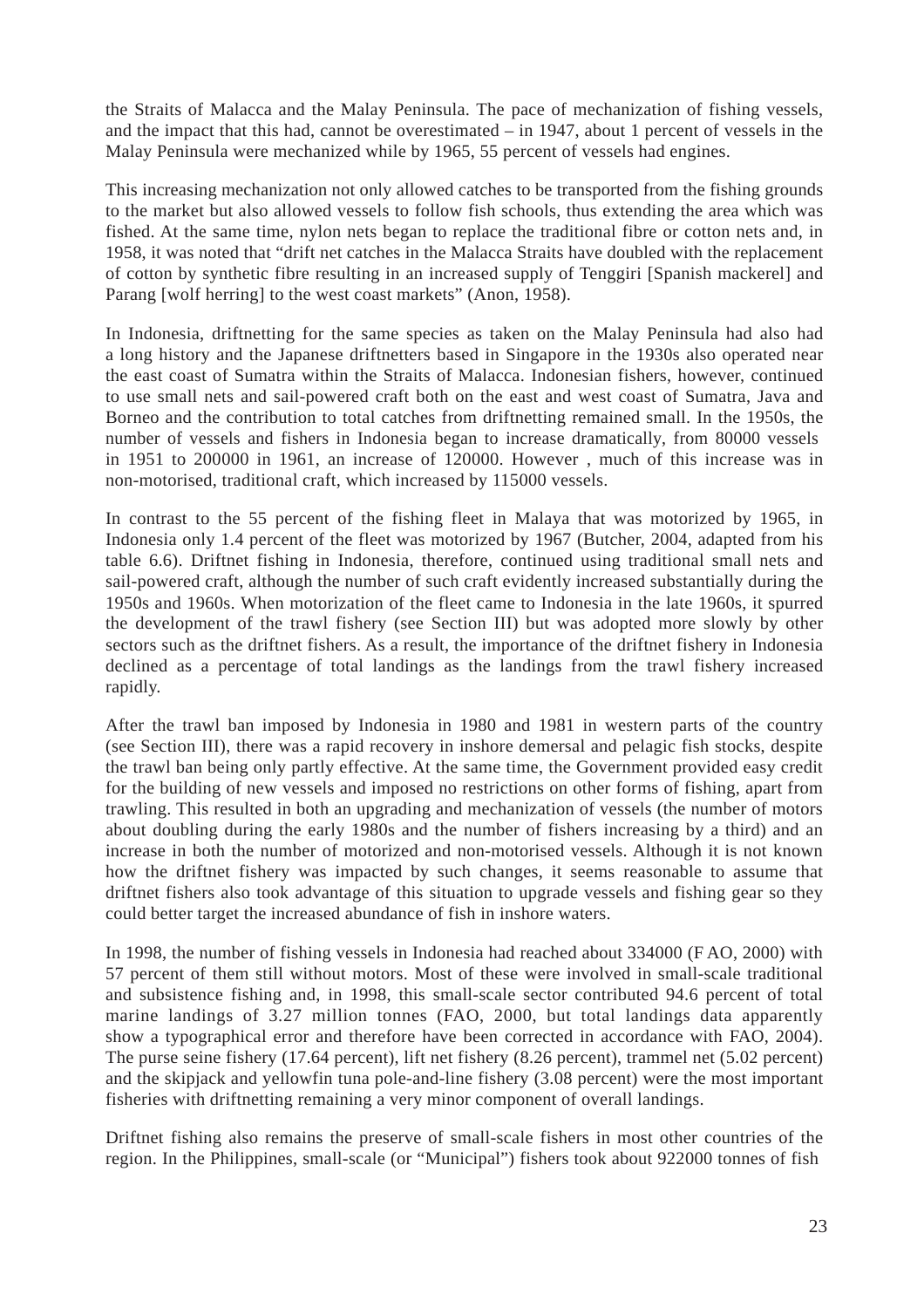the Straits of Malacca and the Malay Peninsula. The pace of mechanization of fishing vessels, and the impact that this had, cannot be overestimated – in 1947, about 1 percent of vessels in the Malay Peninsula were mechanized while by 1965, 55 percent of vessels had engines.

This increasing mechanization not only allowed catches to be transported from the fishing grounds to the market but also allowed vessels to follow fish schools, thus extending the area which was fished. At the same time, nylon nets began to replace the traditional fibre or cotton nets and, in 1958, it was noted that "drift net catches in the Malacca Straits have doubled with the replacement of cotton by synthetic fibre resulting in an increased supply of Tenggiri [Spanish mackerel] and Parang [wolf herring] to the west coast markets" (Anon, 1958).

In Indonesia, driftnetting for the same species as taken on the Malay Peninsula had also had a long history and the Japanese driftnetters based in Singapore in the 1930s also operated near the east coast of Sumatra within the Straits of Malacca. Indonesian fishers, however, continued to use small nets and sail-powered craft both on the east and west coast of Sumatra, Java and Borneo and the contribution to total catches from driftnetting remained small. In the 1950s, the number of vessels and fishers in Indonesia began to increase dramatically, from 80000 vessels in 1951 to 200000 in 1961, an increase of 120000. However , much of this increase was in non-motorised, traditional craft, which increased by 115000 vessels.

In contrast to the 55 percent of the fishing fleet in Malaya that was motorized by 1965, in Indonesia only 1.4 percent of the fleet was motorized by 1967 (Butcher, 2004, adapted from his table 6.6). Driftnet fishing in Indonesia, therefore, continued using traditional small nets and sail-powered craft, although the number of such craft evidently increased substantially during the 1950s and 1960s. When motorization of the fleet came to Indonesia in the late 1960s, it spurred the development of the trawl fishery (see Section III) but was adopted more slowly by other sectors such as the driftnet fishers. As a result, the importance of the driftnet fishery in Indonesia declined as a percentage of total landings as the landings from the trawl fishery increased rapidly.

After the trawl ban imposed by Indonesia in 1980 and 1981 in western parts of the country (see Section III), there was a rapid recovery in inshore demersal and pelagic fish stocks, despite the trawl ban being only partly effective. At the same time, the Government provided easy credit for the building of new vessels and imposed no restrictions on other forms of fishing, apart from trawling. This resulted in both an upgrading and mechanization of vessels (the number of motors about doubling during the early 1980s and the number of fishers increasing by a third) and an increase in both the number of motorized and non-motorised vessels. Although it is not known how the driftnet fishery was impacted by such changes, it seems reasonable to assume that driftnet fishers also took advantage of this situation to upgrade vessels and fishing gear so they could better target the increased abundance of fish in inshore waters.

In 1998, the number of fishing vessels in Indonesia had reached about 334000 (F AO, 2000) with 57 percent of them still without motors. Most of these were involved in small-scale traditional and subsistence fishing and, in 1998, this small-scale sector contributed 94.6 percent of total marine landings of 3.27 million tonnes (FAO, 2000, but total landings data apparently show a typographical error and therefore have been corrected in accordance with FAO, 2004). The purse seine fishery (17.64 percent), lift net fishery (8.26 percent), trammel net (5.02 percent) and the skipjack and yellowfin tuna pole-and-line fishery (3.08 percent) were the most important fisheries with driftnetting remaining a very minor component of overall landings.

Driftnet fishing also remains the preserve of small-scale fishers in most other countries of the region. In the Philippines, small-scale (or "Municipal") fishers took about 922000 tonnes of fish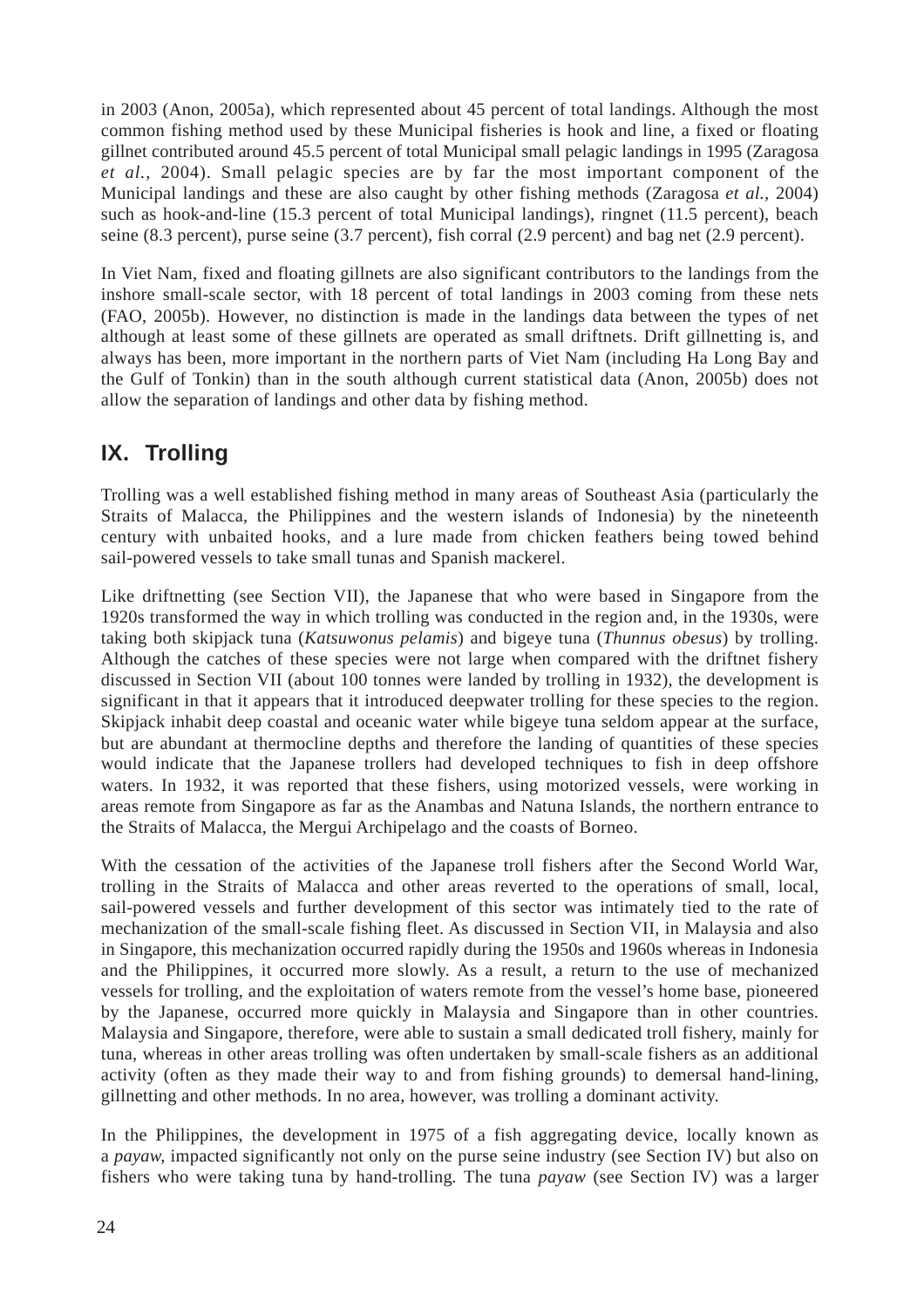in 2003 (Anon, 2005a), which represented about 45 percent of total landings. Although the most common fishing method used by these Municipal fisheries is hook and line, a fixed or floating gillnet contributed around 45.5 percent of total Municipal small pelagic landings in 1995 (Zaragosa *et al.*, 2004). Small pelagic species are by far the most important component of the Municipal landings and these are also caught by other fishing methods (Zaragosa *et al.*, 2004) such as hook-and-line (15.3 percent of total Municipal landings), ringnet (11.5 percent), beach seine (8.3 percent), purse seine (3.7 percent), fish corral (2.9 percent) and bag net (2.9 percent).

In Viet Nam, fixed and floating gillnets are also significant contributors to the landings from the inshore small-scale sector, with 18 percent of total landings in 2003 coming from these nets (FAO, 2005b). However, no distinction is made in the landings data between the types of net although at least some of these gillnets are operated as small driftnets. Drift gillnetting is, and always has been, more important in the northern parts of Viet Nam (including Ha Long Bay and the Gulf of Tonkin) than in the south although current statistical data (Anon, 2005b) does not allow the separation of landings and other data by fishing method.

## IX. Trolling

Trolling was a well established fishing method in many areas of Southeast Asia (particularly the Straits of Malacca, the Philippines and the western islands of Indonesia) by the nineteenth century with unbaited hooks, and a lure made from chicken feathers being towed behind sail-powered vessels to take small tunas and Spanish mackerel.

Like driftnetting (see Section VII), the Japanese that who were based in Singapore from the 1920s transformed the way in which trolling was conducted in the region and, in the 1930s, were taking both skipjack tuna (*Katsuwonus pelamis*) and bigeye tuna (*Thunnus obesus*) by trolling. Although the catches of these species were not large when compared with the driftnet fishery discussed in Section VII (about 100 tonnes were landed by trolling in 1932), the development is significant in that it appears that it introduced deepwater trolling for these species to the region. Skipjack inhabit deep coastal and oceanic water while bigeye tuna seldom appear at the surface, but are abundant at thermocline depths and therefore the landing of quantities of these species would indicate that the Japanese trollers had developed techniques to fish in deep offshore waters. In 1932, it was reported that these fishers, using motorized vessels, were working in areas remote from Singapore as far as the Anambas and Natuna Islands, the northern entrance to the Straits of Malacca, the Mergui Archipelago and the coasts of Borneo.

With the cessation of the activities of the Japanese troll fishers after the Second World War, trolling in the Straits of Malacca and other areas reverted to the operations of small, local, sail-powered vessels and further development of this sector was intimately tied to the rate of mechanization of the small-scale fishing fleet. As discussed in Section VII, in Malaysia and also in Singapore, this mechanization occurred rapidly during the 1950s and 1960s whereas in Indonesia and the Philippines, it occurred more slowly. As a result, a return to the use of mechanized vessels for trolling, and the exploitation of waters remote from the vessel's home base, pioneered by the Japanese, occurred more quickly in Malaysia and Singapore than in other countries. Malaysia and Singapore, therefore, were able to sustain a small dedicated troll fishery, mainly for tuna, whereas in other areas trolling was often undertaken by small-scale fishers as an additional activity (often as they made their way to and from fishing grounds) to demersal hand-lining, gillnetting and other methods. In no area, however, was trolling a dominant activity.

In the Philippines, the development in 1975 of a fish aggregating device, locally known as a *payaw*, impacted significantly not only on the purse seine industry (see Section IV) but also on fishers who were taking tuna by hand-trolling. The tuna *payaw* (see Section IV) was a larger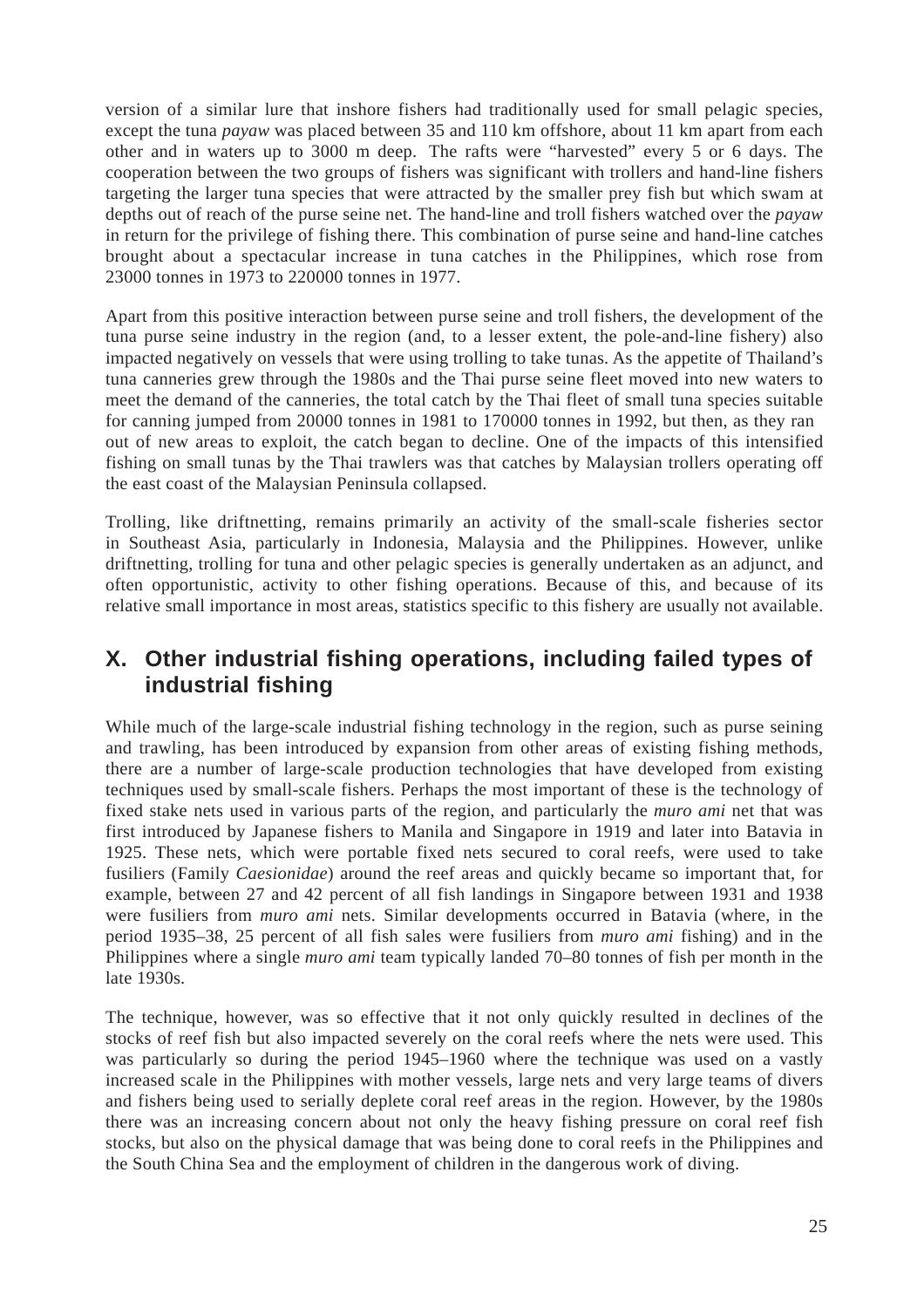version of a similar lure that inshore fishers had traditionally used for small pelagic species, except the tuna *payaw* was placed between 35 and 110 km offshore, about 11 km apart from each other and in waters up to 3000 m deep. The rafts were "harvested" every 5 or 6 days. The cooperation between the two groups of fishers was significant with trollers and hand-line fishers targeting the larger tuna species that were attracted by the smaller prey fish but which swam at depths out of reach of the purse seine net. The hand-line and troll fishers watched over the *payaw* in return for the privilege of fishing there. This combination of purse seine and hand-line catches brought about a spectacular increase in tuna catches in the Philippines, which rose from 23000 tonnes in 1973 to 220000 tonnes in 1977.

Apart from this positive interaction between purse seine and troll fishers, the development of the tuna purse seine industry in the region (and, to a lesser extent, the pole-and-line fishery) also impacted negatively on vessels that were using trolling to take tunas. As the appetite of Thailand's tuna canneries grew through the 1980s and the Thai purse seine fleet moved into new waters to meet the demand of the canneries, the total catch by the Thai fleet of small tuna species suitable for canning jumped from 20000 tonnes in 1981 to 170000 tonnes in 1992, but then, as they ran out of new areas to exploit, the catch began to decline. One of the impacts of this intensified fishing on small tunas by the Thai trawlers was that catches by Malaysian trollers operating off the east coast of the Malaysian Peninsula collapsed.

Trolling, like driftnetting, remains primarily an activity of the small-scale fisheries sector in Southeast Asia, particularly in Indonesia, Malaysia and the Philippines. However, unlike driftnetting, trolling for tuna and other pelagic species is generally undertaken as an adjunct, and often opportunistic, activity to other fishing operations. Because of this, and because of its relative small importance in most areas, statistics specific to this fishery are usually not available.

## X. Other industrial fishing operations, including failed types of industrial fishing

While much of the large-scale industrial fishing technology in the region, such as purse seining and trawling, has been introduced by expansion from other areas of existing fishing methods, there are a number of large-scale production technologies that have developed from existing techniques used by small-scale fishers. Perhaps the most important of these is the technology of fixed stake nets used in various parts of the region, and particularly the *muro ami* net that was first introduced by Japanese fishers to Manila and Singapore in 1919 and later into Batavia in 1925. These nets, which were portable fixed nets secured to coral reefs, were used to take fusiliers (Family *Caesionidae*) around the reef areas and quickly became so important that, for example, between 27 and 42 percent of all fish landings in Singapore between 1931 and 1938 were fusiliers from *muro ami* nets. Similar developments occurred in Batavia (where, in the period 1935–38, 25 percent of all fish sales were fusiliers from *muro ami* fishing) and in the Philippines where a single *muro ami* team typically landed 70–80 tonnes of fish per month in the late 1930s.

The technique, however, was so effective that it not only quickly resulted in declines of the stocks of reef fish but also impacted severely on the coral reefs where the nets were used. This was particularly so during the period 1945–1960 where the technique was used on a vastly increased scale in the Philippines with mother vessels, large nets and very large teams of divers and fishers being used to serially deplete coral reef areas in the region. However, by the 1980s there was an increasing concern about not only the heavy fishing pressure on coral reef fish stocks, but also on the physical damage that was being done to coral reefs in the Philippines and the South China Sea and the employment of children in the dangerous work of diving.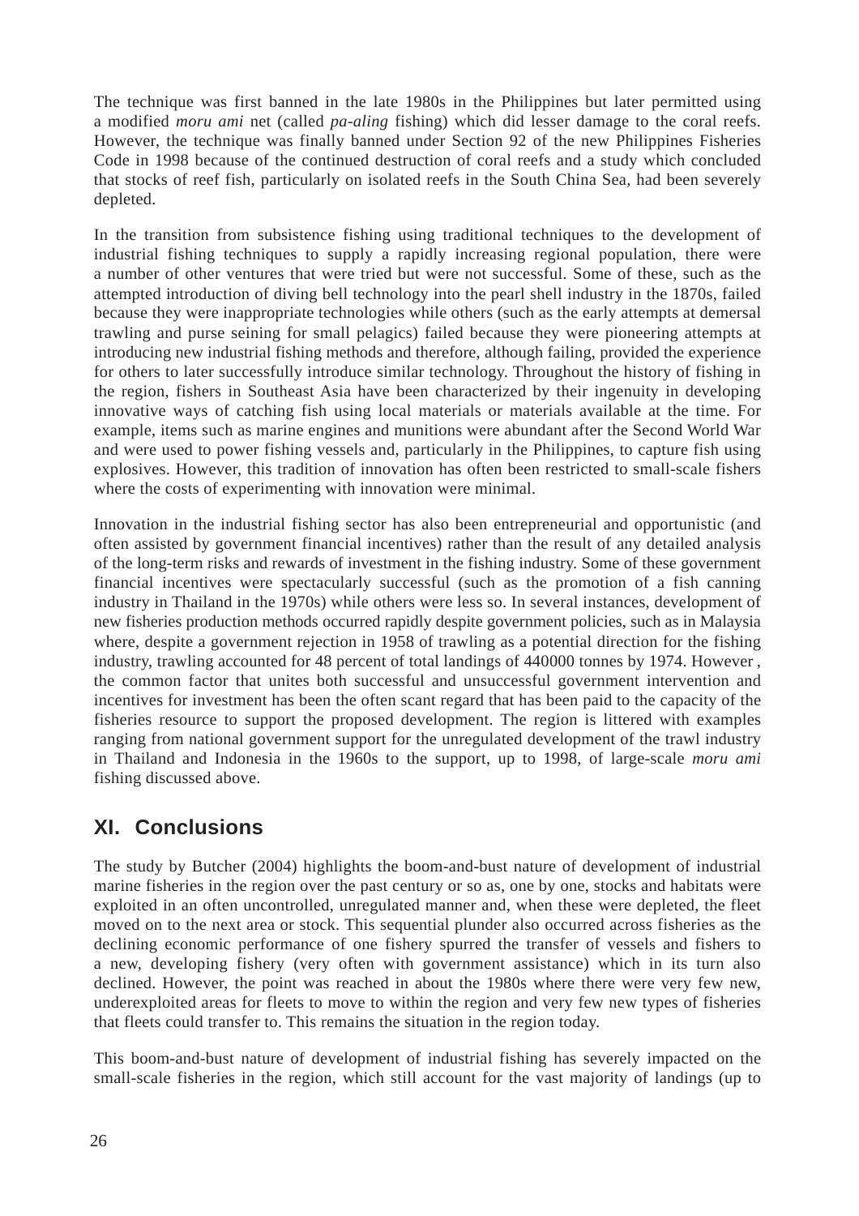The technique was first banned in the late 1980s in the Philippines but later permitted using a modified *moru ami* net (called *pa-aling* fishing) which did lesser damage to the coral reefs. However, the technique was finally banned under Section 92 of the new Philippines Fisheries Code in 1998 because of the continued destruction of coral reefs and a study which concluded that stocks of reef fish, particularly on isolated reefs in the South China Sea, had been severely depleted.

In the transition from subsistence fishing using traditional techniques to the development of industrial fishing techniques to supply a rapidly increasing regional population, there were a number of other ventures that were tried but were not successful. Some of these, such as the attempted introduction of diving bell technology into the pearl shell industry in the 1870s, failed because they were inappropriate technologies while others (such as the early attempts at demersal trawling and purse seining for small pelagics) failed because they were pioneering attempts at introducing new industrial fishing methods and therefore, although failing, provided the experience for others to later successfully introduce similar technology. Throughout the history of fishing in the region, fishers in Southeast Asia have been characterized by their ingenuity in developing innovative ways of catching fish using local materials or materials available at the time. For example, items such as marine engines and munitions were abundant after the Second World War and were used to power fishing vessels and, particularly in the Philippines, to capture fish using explosives. However, this tradition of innovation has often been restricted to small-scale fishers where the costs of experimenting with innovation were minimal.

Innovation in the industrial fishing sector has also been entrepreneurial and opportunistic (and often assisted by government financial incentives) rather than the result of any detailed analysis of the long-term risks and rewards of investment in the fishing industry. Some of these government financial incentives were spectacularly successful (such as the promotion of a fish canning industry in Thailand in the 1970s) while others were less so. In several instances, development of new fisheries production methods occurred rapidly despite government policies, such as in Malaysia where, despite a government rejection in 1958 of trawling as a potential direction for the fishing industry, trawling accounted for 48 percent of total landings of 440000 tonnes by 1974. However, the common factor that unites both successful and unsuccessful government intervention and incentives for investment has been the often scant regard that has been paid to the capacity of the fisheries resource to support the proposed development. The region is littered with examples ranging from national government support for the unregulated development of the trawl industry in Thailand and Indonesia in the 1960s to the support, up to 1998, of large-scale *moru ami* fishing discussed above.

## XI. Conclusions

The study by Butcher (2004) highlights the boom-and-bust nature of development of industrial marine fisheries in the region over the past century or so as, one by one, stocks and habitats were exploited in an often uncontrolled, unregulated manner and, when these were depleted, the fleet moved on to the next area or stock. This sequential plunder also occurred across fisheries as the declining economic performance of one fishery spurred the transfer of vessels and fishers to a new, developing fishery (very often with government assistance) which in its turn also declined. However, the point was reached in about the 1980s where there were very few new, underexploited areas for fleets to move to within the region and very few new types of fisheries that fleets could transfer to. This remains the situation in the region today.

This boom-and-bust nature of development of industrial fishing has severely impacted on the small-scale fisheries in the region, which still account for the vast majority of landings (up to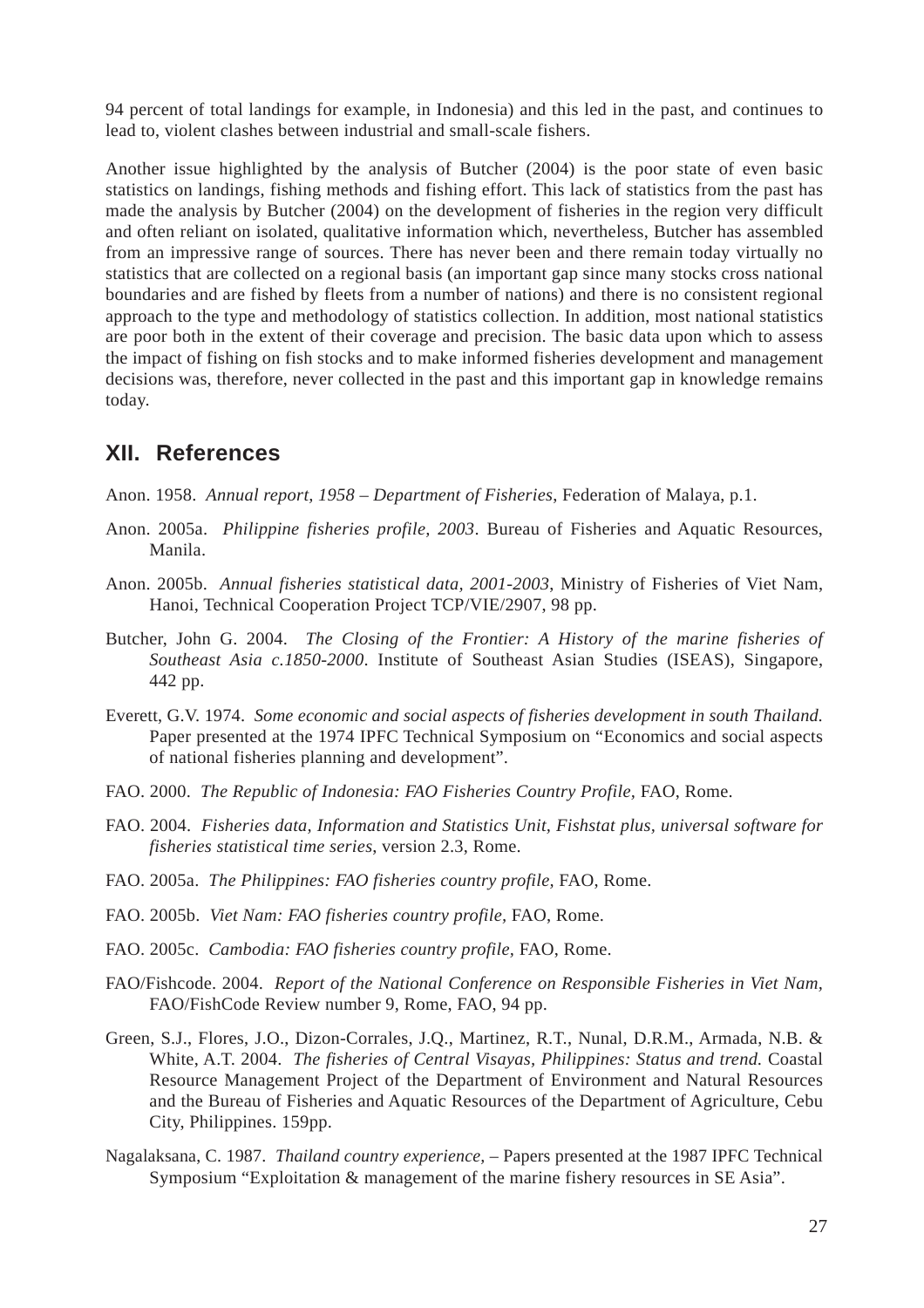94 percent of total landings for example, in Indonesia) and this led in the past, and continues to lead to, violent clashes between industrial and small-scale fishers.

Another issue highlighted by the analysis of Butcher (2004) is the poor state of even basic statistics on landings, fishing methods and fishing effort. This lack of statistics from the past has made the analysis by Butcher (2004) on the development of fisheries in the region very difficult and often reliant on isolated, qualitative information which, nevertheless, Butcher has assembled from an impressive range of sources. There has never been and there remain today virtually no statistics that are collected on a regional basis (an important gap since many stocks cross national boundaries and are fished by fleets from a number of nations) and there is no consistent regional approach to the type and methodology of statistics collection. In addition, most national statistics are poor both in the extent of their coverage and precision. The basic data upon which to assess the impact of fishing on fish stocks and to make informed fisheries development and management decisions was, therefore, never collected in the past and this important gap in knowledge remains today.

## XII. References

Anon. 1958. *Annual report, 1958 – Department of Fisheries*, Federation of Malaya, p.1.

Anon. 2005a. *Philippine fisheries profile, 2003*. Bureau of Fisheries and Aquatic Resources, Manila.

Anon. 2005b. *Annual fisheries statistical data, 2001-2003*, Ministry of Fisheries of Viet Nam, Hanoi, Technical Cooperation Project TCP/VIE/2907, 98 pp.

Butcher, John G. 2004. *The Closing of the Frontier: A History of the marine fisheries of Southeast Asia c.1850-2000*. Institute of Southeast Asian Studies (ISEAS), Singapore, 442 pp.

Everett, G.V. 1974. *Some economic and social aspects of fisheries development in south Thailand.* Paper presented at the 1974 IPFC Technical Symposium on "Economics and social aspects of national fisheries planning and development".

FAO. 2000. *The Republic of Indonesia: FAO Fisheries Country Profile,* FAO, Rome.

FAO. 2004. *Fisheries data, Information and Statistics Unit, Fishstat plus, universal software for fisheries statistical time series,* version 2.3, Rome.

FAO. 2005a. *The Philippines: FAO fisheries country profile,* FAO, Rome.

FAO. 2005b. *Viet Nam: FAO fisheries country profile,* FAO, Rome.

FAO. 2005c. *Cambodia: FAO fisheries country profile,* FAO, Rome.

FAO/Fishcode. 2004. *Report of the National Conference on Responsible Fisheries in Viet Nam,* FAO/FishCode Review number 9, Rome, FAO, 94 pp.

Green, S.J., Flores, J.O., Dizon-Corrales, J.Q., Martinez, R.T., Nunal, D.R.M., Armada, N.B. & White, A.T. 2004. *The fisheries of Central Visayas, Philippines: Status and trend.* Coastal Resource Management Project of the Department of Environment and Natural Resources and the Bureau of Fisheries and Aquatic Resources of the Department of Agriculture, Cebu City, Philippines. 159pp.

Nagalaksana, C. 1987. *Thailand country experience,* – Papers presented at the 1987 IPFC Technical Symposium "Exploitation & management of the marine fishery resources in SE Asia".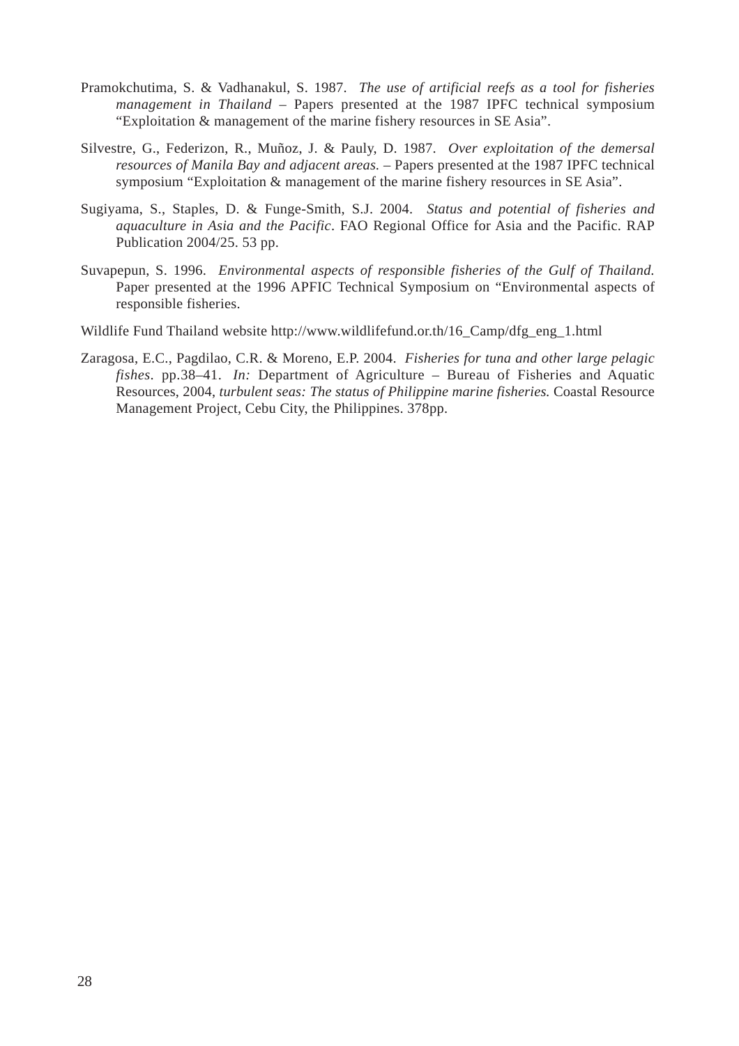Pramokchutima, S. & Vadhanakul, S. 1987. *The use of artificial reefs as a tool for fisheries management in Thailand* – Papers presented at the 1987 IPFC technical symposium "Exploitation & management of the marine fishery resources in SE Asia".

Silvestre, G., Federizon, R., Muñoz, J. & Pauly, D. 1987. *Over exploitation of the demersal resources of Manila Bay and adjacent areas.* – Papers presented at the 1987 IPFC technical symposium "Exploitation & management of the marine fishery resources in SE Asia".

Sugiyama, S., Staples, D. & Funge-Smith, S.J. 2004. *Status and potential of fisheries and aquaculture in Asia and the Pacific*. FAO Regional Office for Asia and the Pacific. RAP Publication 2004/25. 53 pp.

Suvapepun, S. 1996. *Environmental aspects of responsible fisheries of the Gulf of Thailand.* Paper presented at the 1996 APFIC Technical Symposium on "Environmental aspects of responsible fisheries.

Wildlife Fund Thailand website http://www.wildlifefund.or.th/16_Camp/dfg_eng_1.html

Zaragosa, E.C., Pagdilao, C.R. & Moreno, E.P. 2004. *Fisheries for tuna and other large pelagic fishes*. pp.38–41. *In:* Department of Agriculture – Bureau of Fisheries and Aquatic Resources, 2004, *turbulent seas: The status of Philippine marine fisheries.* Coastal Resource Management Project, Cebu City, the Philippines. 378pp.